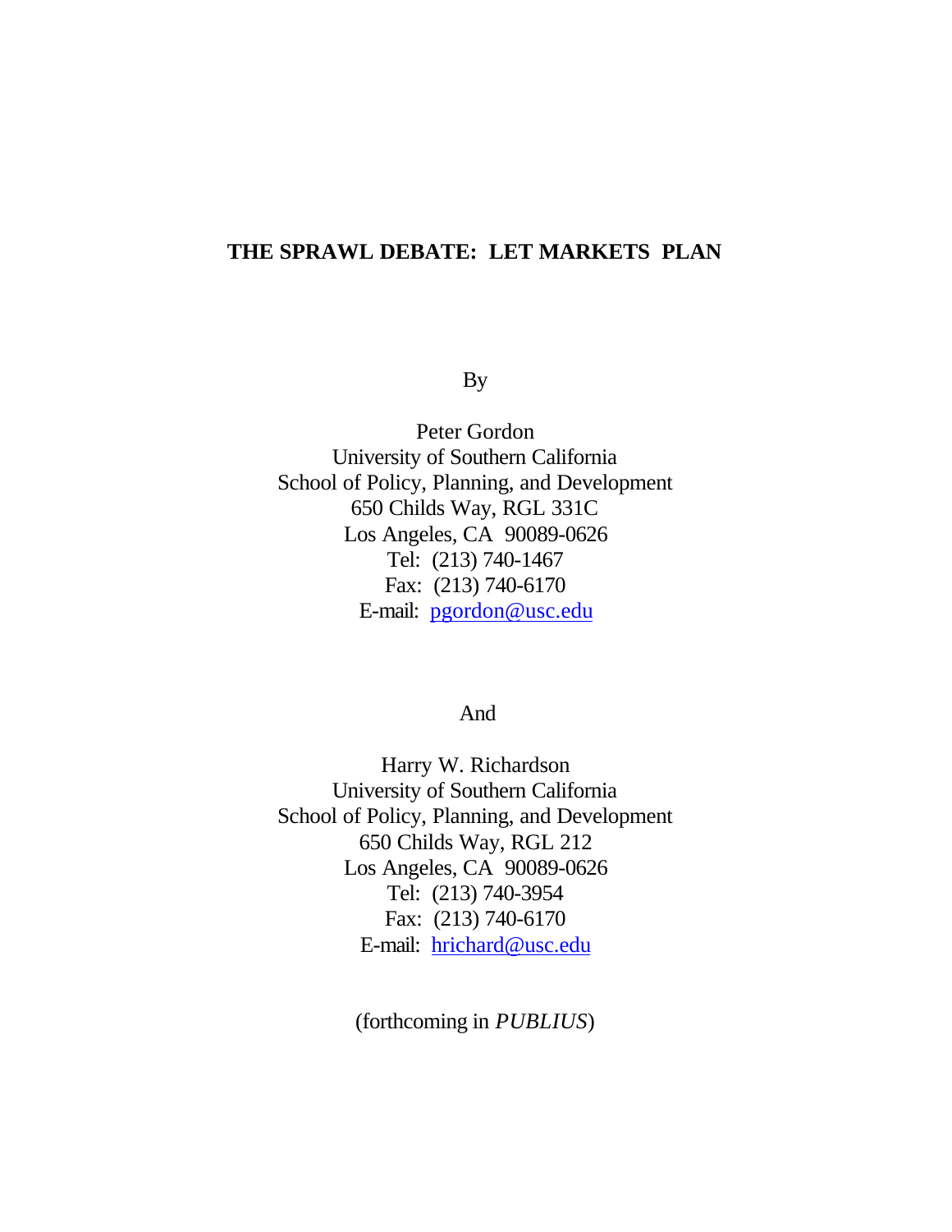# THE SPRAWL DEBATE: LET MARKETS PLAN

By

Peter Gordon
University of Southern California
School of Policy, Planning, and Development
650 Childs Way, RGL 331C
Los Angeles, CA 90089-0626
Tel: (213) 740-1467
Fax: (213) 740-6170
E-mail: pgordon@usc.edu

And

Harry W. Richardson
University of Southern California
School of Policy, Planning, and Development
650 Childs Way, RGL 212
Los Angeles, CA 90089-0626
Tel: (213) 740-3954
Fax: (213) 740-6170
E-mail: hrichard@usc.edu

(forthcoming in *PUBLIUS*)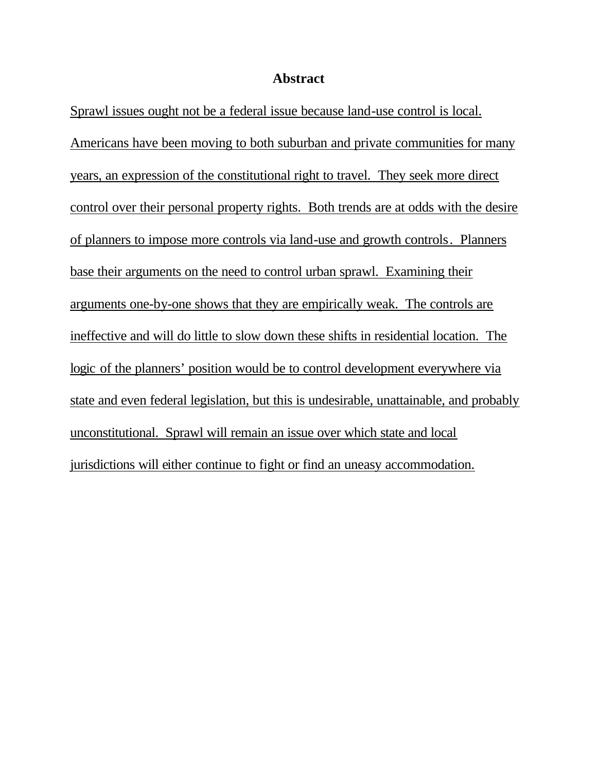## Abstract

Sprawl issues ought not be a federal issue because land-use control is local. Americans have been moving to both suburban and private communities for many years, an expression of the constitutional right to travel. They seek more direct control over their personal property rights. Both trends are at odds with the desire of planners to impose more controls via land-use and growth controls. Planners base their arguments on the need to control urban sprawl. Examining their arguments one-by-one shows that they are empirically weak. The controls are ineffective and will do little to slow down these shifts in residential location. The logic of the planners' position would be to control development everywhere via state and even federal legislation, but this is undesirable, unattainable, and probably unconstitutional. Sprawl will remain an issue over which state and local jurisdictions will either continue to fight or find an uneasy accommodation.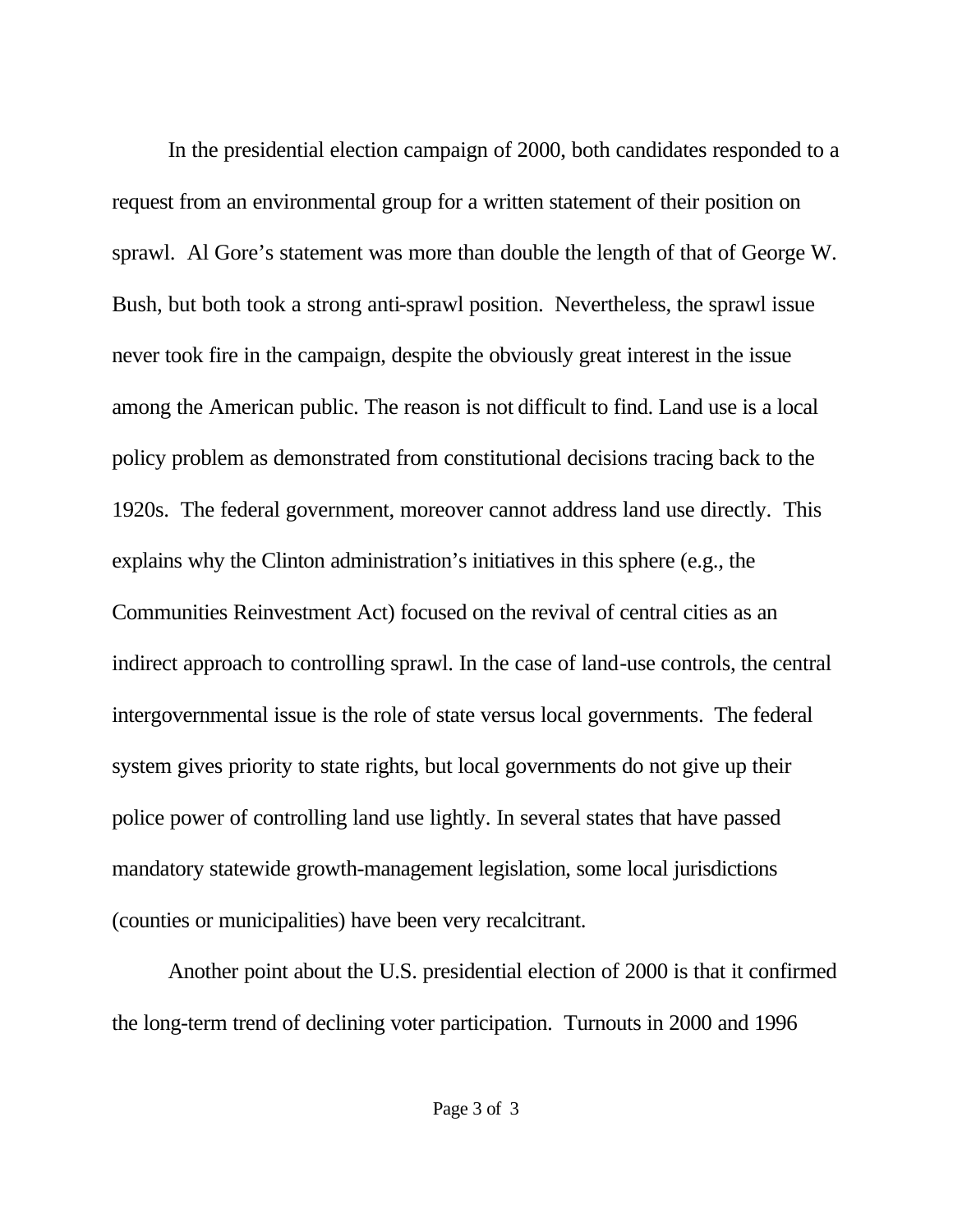In the presidential election campaign of 2000, both candidates responded to a request from an environmental group for a written statement of their position on sprawl. Al Gore's statement was more than double the length of that of George W. Bush, but both took a strong anti-sprawl position. Nevertheless, the sprawl issue never took fire in the campaign, despite the obviously great interest in the issue among the American public. The reason is not difficult to find. Land use is a local policy problem as demonstrated from constitutional decisions tracing back to the 1920s. The federal government, moreover cannot address land use directly. This explains why the Clinton administration's initiatives in this sphere (e.g., the Communities Reinvestment Act) focused on the revival of central cities as an indirect approach to controlling sprawl. In the case of land-use controls, the central intergovernmental issue is the role of state versus local governments. The federal system gives priority to state rights, but local governments do not give up their police power of controlling land use lightly. In several states that have passed mandatory statewide growth-management legislation, some local jurisdictions (counties or municipalities) have been very recalcitrant.

Another point about the U.S. presidential election of 2000 is that it confirmed the long-term trend of declining voter participation. Turnouts in 2000 and 1996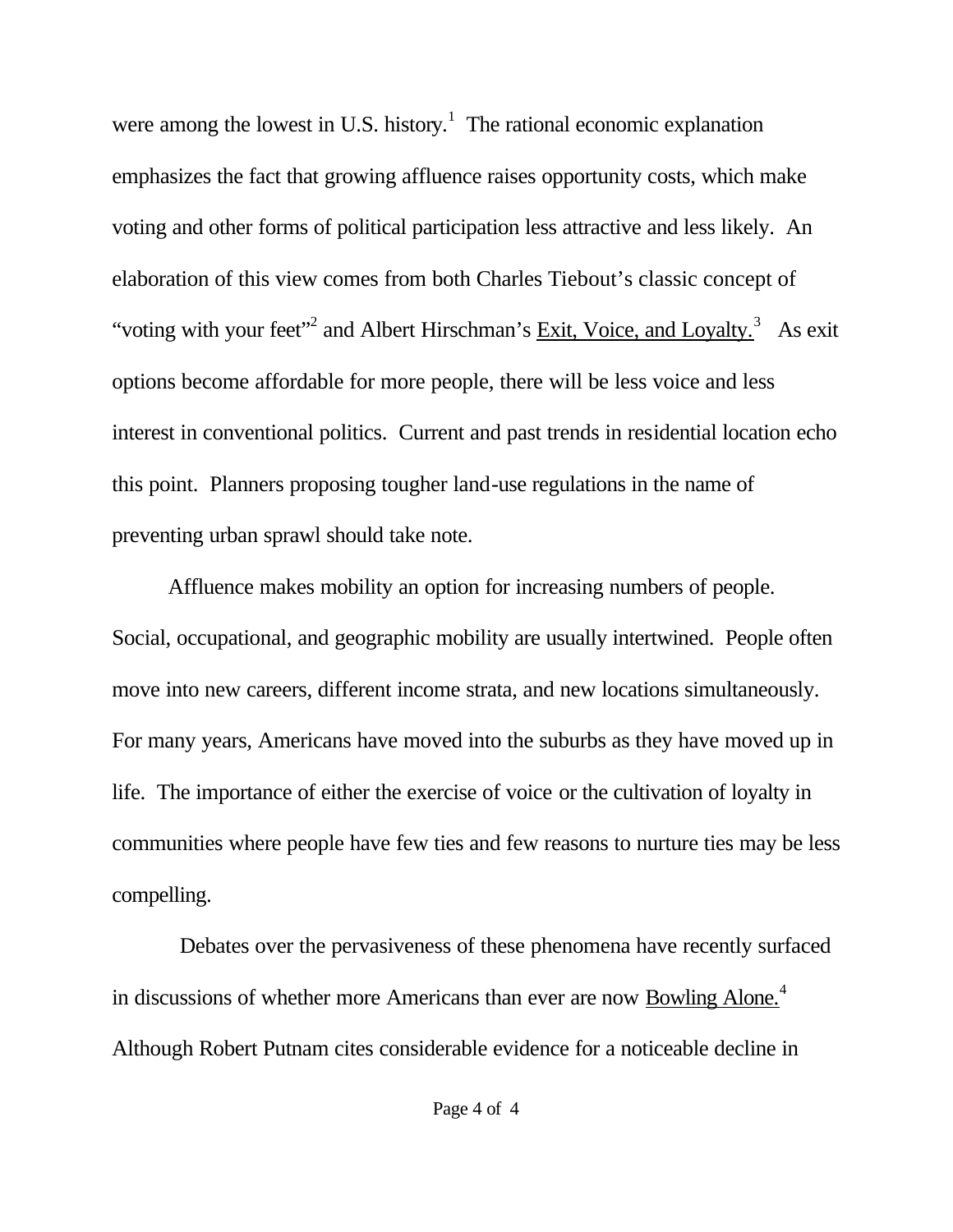were among the lowest in U.S. history.[1] The rational economic explanation emphasizes the fact that growing affluence raises opportunity costs, which make voting and other forms of political participation less attractive and less likely. An elaboration of this view comes from both Charles Tiebout's classic concept of "voting with your feet"[2] and Albert Hirschman's Exit, Voice, and Loyalty.[3] As exit options become affordable for more people, there will be less voice and less interest in conventional politics. Current and past trends in residential location echo this point. Planners proposing tougher land-use regulations in the name of preventing urban sprawl should take note.

Affluence makes mobility an option for increasing numbers of people. Social, occupational, and geographic mobility are usually intertwined. People often move into new careers, different income strata, and new locations simultaneously. For many years, Americans have moved into the suburbs as they have moved up in life. The importance of either the exercise of voice or the cultivation of loyalty in communities where people have few ties and few reasons to nurture ties may be less compelling.

Debates over the pervasiveness of these phenomena have recently surfaced in discussions of whether more Americans than ever are now Bowling Alone.[4] Although Robert Putnam cites considerable evidence for a noticeable decline in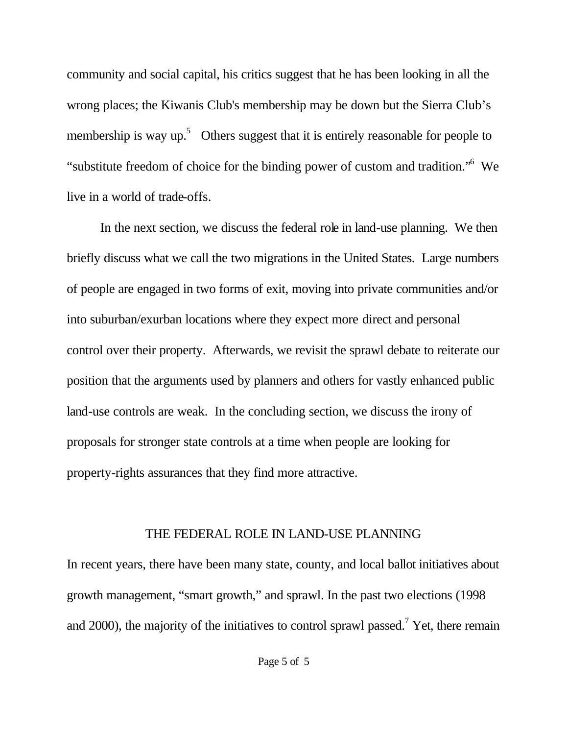community and social capital, his critics suggest that he has been looking in all the wrong places; the Kiwanis Club's membership may be down but the Sierra Club's membership is way up.[5] Others suggest that it is entirely reasonable for people to "substitute freedom of choice for the binding power of custom and tradition."[6] We live in a world of trade-offs.

In the next section, we discuss the federal role in land-use planning. We then briefly discuss what we call the two migrations in the United States. Large numbers of people are engaged in two forms of exit, moving into private communities and/or into suburban/exurban locations where they expect more direct and personal control over their property. Afterwards, we revisit the sprawl debate to reiterate our position that the arguments used by planners and others for vastly enhanced public land-use controls are weak. In the concluding section, we discuss the irony of proposals for stronger state controls at a time when people are looking for property-rights assurances that they find more attractive.

## THE FEDERAL ROLE IN LAND-USE PLANNING

In recent years, there have been many state, county, and local ballot initiatives about growth management, "smart growth," and sprawl. In the past two elections (1998 and 2000), the majority of the initiatives to control sprawl passed.[7] Yet, there remain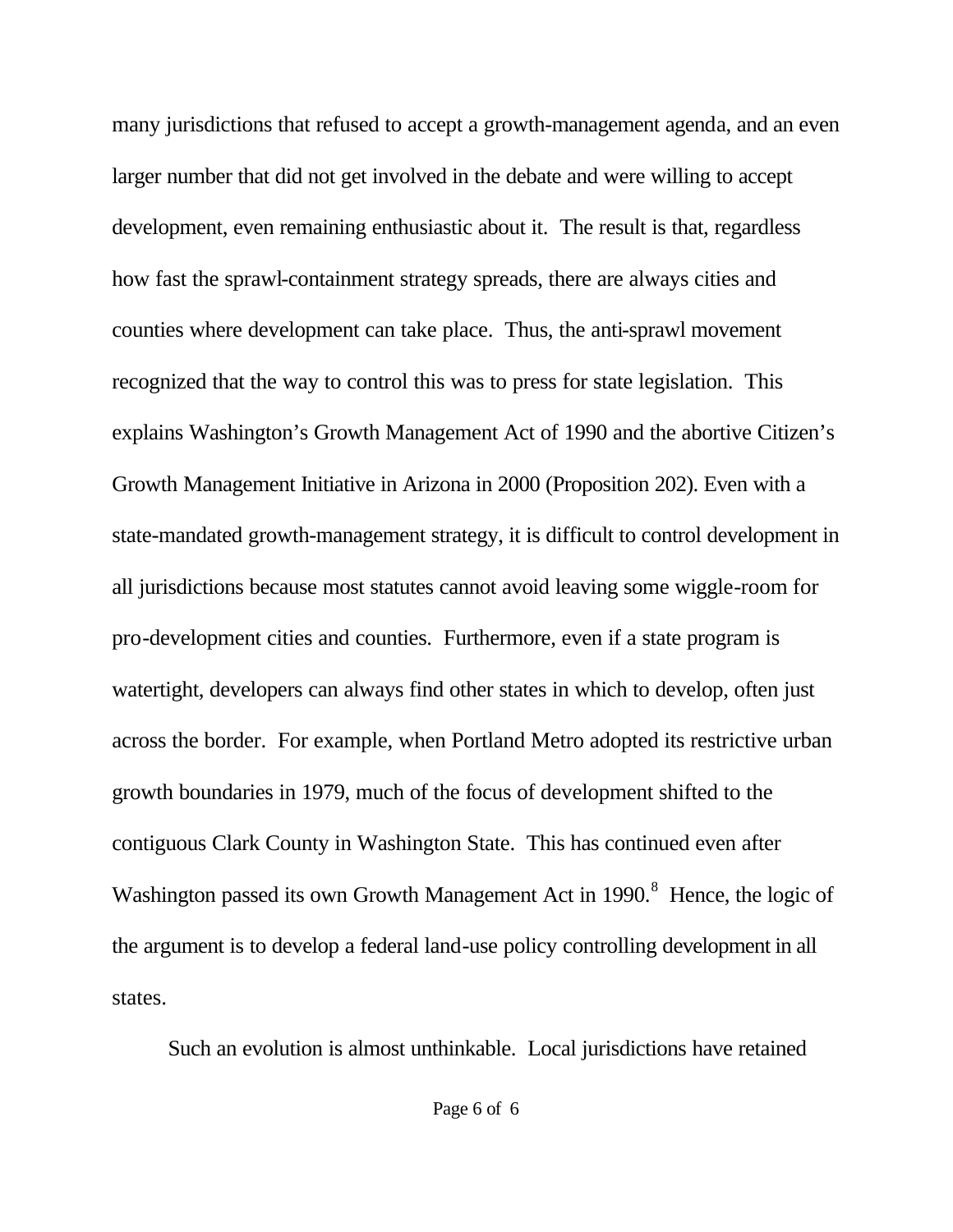many jurisdictions that refused to accept a growth-management agenda, and an even larger number that did not get involved in the debate and were willing to accept development, even remaining enthusiastic about it. The result is that, regardless how fast the sprawl-containment strategy spreads, there are always cities and counties where development can take place. Thus, the anti-sprawl movement recognized that the way to control this was to press for state legislation. This explains Washington's Growth Management Act of 1990 and the abortive Citizen's Growth Management Initiative in Arizona in 2000 (Proposition 202). Even with a state-mandated growth-management strategy, it is difficult to control development in all jurisdictions because most statutes cannot avoid leaving some wiggle-room for pro-development cities and counties. Furthermore, even if a state program is watertight, developers can always find other states in which to develop, often just across the border. For example, when Portland Metro adopted its restrictive urban growth boundaries in 1979, much of the focus of development shifted to the contiguous Clark County in Washington State. This has continued even after Washington passed its own Growth Management Act in 1990.[8] Hence, the logic of the argument is to develop a federal land-use policy controlling development in all states.

Such an evolution is almost unthinkable. Local jurisdictions have retained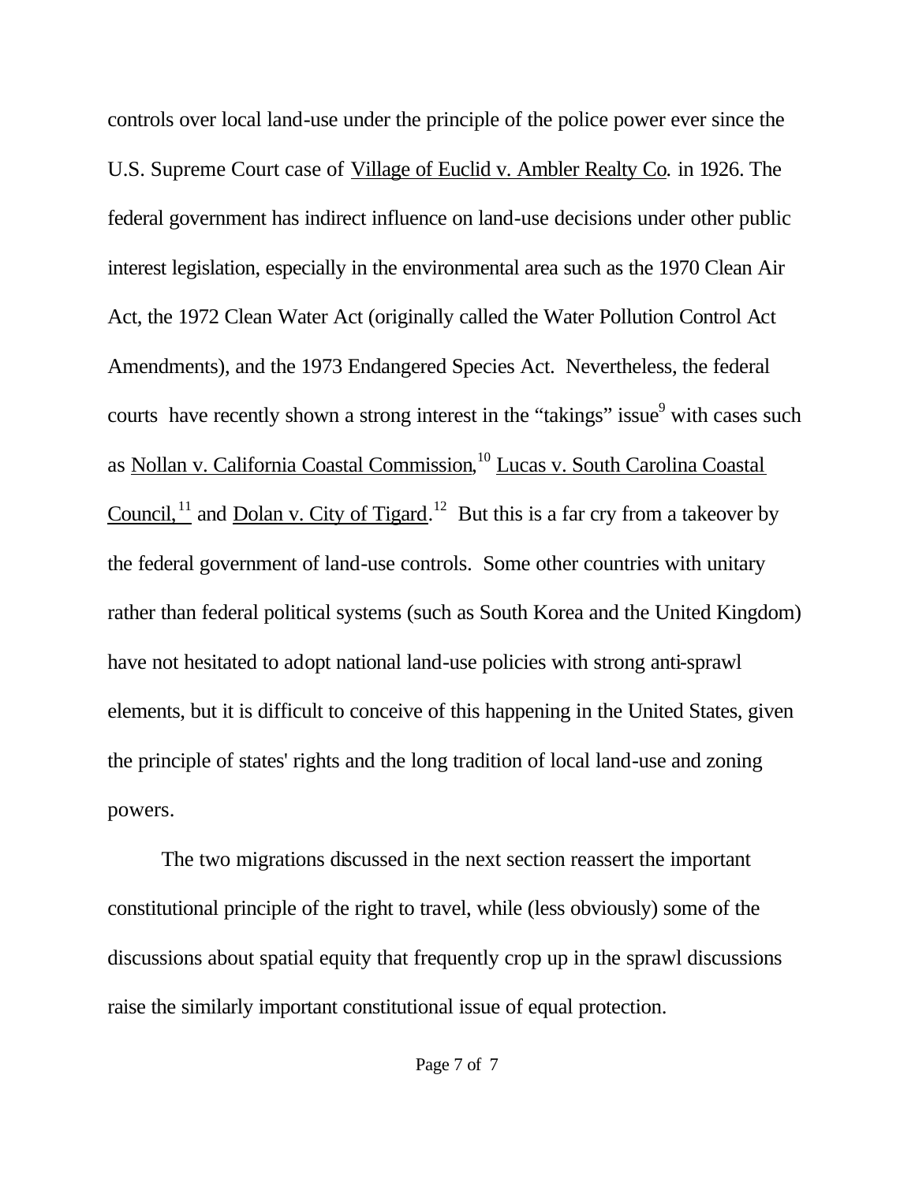controls over local land-use under the principle of the police power ever since the U.S. Supreme Court case of Village of Euclid v. Ambler Realty Co. in 1926. The federal government has indirect influence on land-use decisions under other public interest legislation, especially in the environmental area such as the 1970 Clean Air Act, the 1972 Clean Water Act (originally called the Water Pollution Control Act Amendments), and the 1973 Endangered Species Act. Nevertheless, the federal courts have recently shown a strong interest in the "takings" issue[9] with cases such as Nollan v. California Coastal Commission,[10] Lucas v. South Carolina Coastal Council,[11] and Dolan v. City of Tigard.[12] But this is a far cry from a takeover by the federal government of land-use controls. Some other countries with unitary rather than federal political systems (such as South Korea and the United Kingdom) have not hesitated to adopt national land-use policies with strong anti-sprawl elements, but it is difficult to conceive of this happening in the United States, given the principle of states' rights and the long tradition of local land-use and zoning powers.

The two migrations discussed in the next section reassert the important constitutional principle of the right to travel, while (less obviously) some of the discussions about spatial equity that frequently crop up in the sprawl discussions raise the similarly important constitutional issue of equal protection.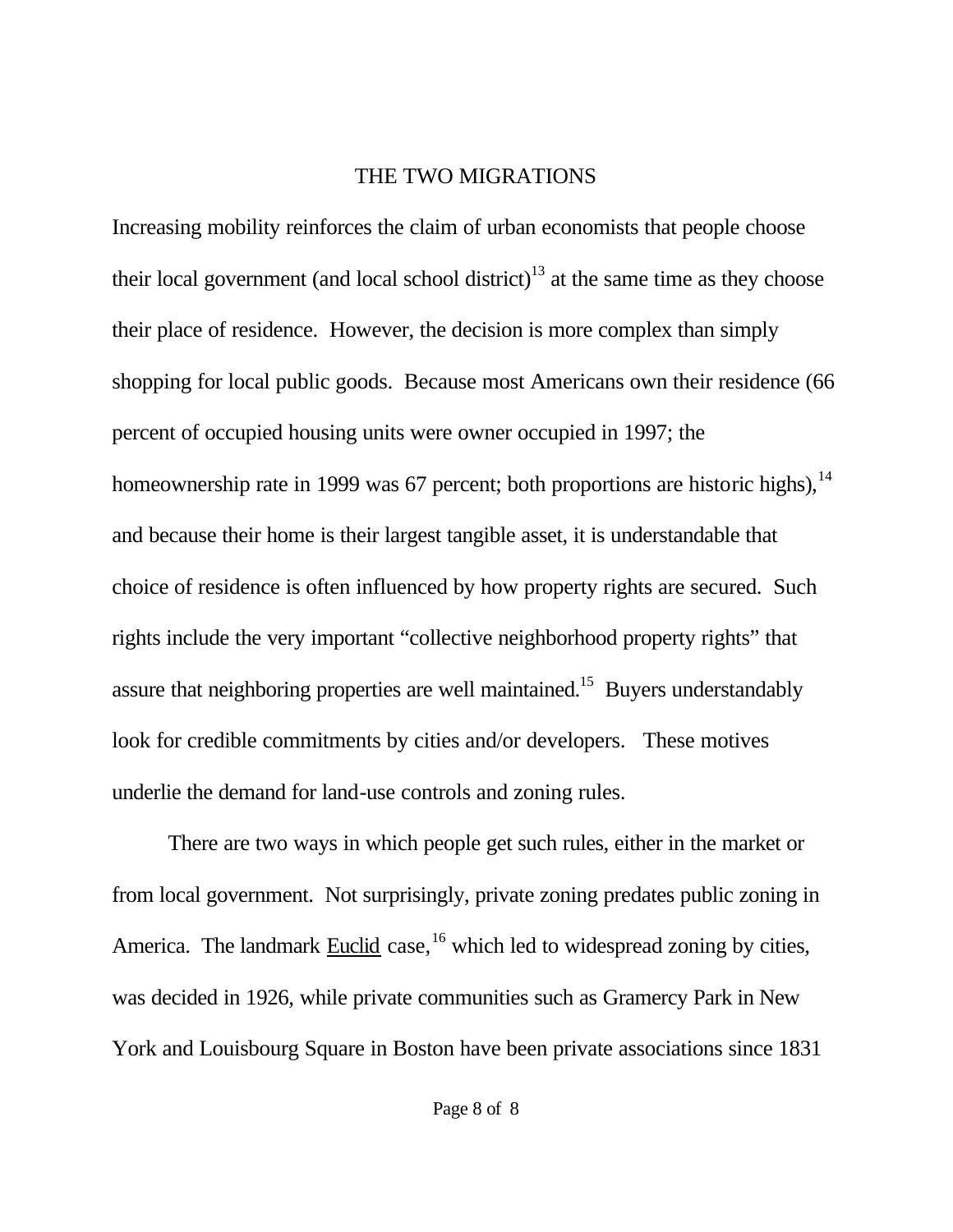## THE TWO MIGRATIONS

Increasing mobility reinforces the claim of urban economists that people choose their local government (and local school district)[13] at the same time as they choose their place of residence. However, the decision is more complex than simply shopping for local public goods. Because most Americans own their residence (66 percent of occupied housing units were owner occupied in 1997; the homeownership rate in 1999 was 67 percent; both proportions are historic highs),[14] and because their home is their largest tangible asset, it is understandable that choice of residence is often influenced by how property rights are secured. Such rights include the very important "collective neighborhood property rights" that assure that neighboring properties are well maintained.[15] Buyers understandably look for credible commitments by cities and/or developers. These motives underlie the demand for land-use controls and zoning rules.

There are two ways in which people get such rules, either in the market or from local government. Not surprisingly, private zoning predates public zoning in America. The landmark Euclid case,[16] which led to widespread zoning by cities, was decided in 1926, while private communities such as Gramercy Park in New York and Louisbourg Square in Boston have been private associations since 1831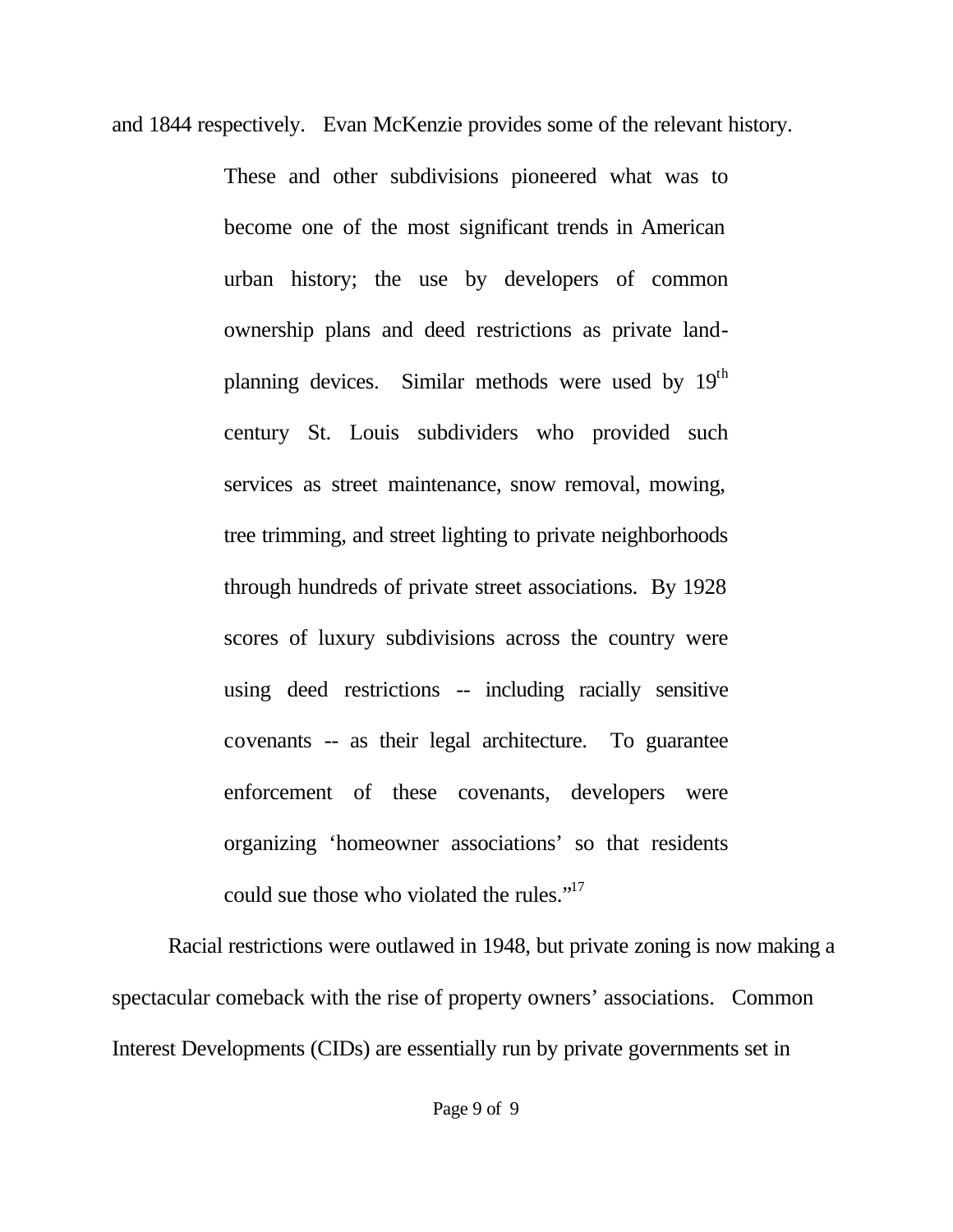and 1844 respectively. Evan McKenzie provides some of the relevant history.

> These and other subdivisions pioneered what was to become one of the most significant trends in American urban history; the use by developers of common ownership plans and deed restrictions as private land-planning devices. Similar methods were used by 19th century St. Louis subdividers who provided such services as street maintenance, snow removal, mowing, tree trimming, and street lighting to private neighborhoods through hundreds of private street associations. By 1928 scores of luxury subdivisions across the country were using deed restrictions -- including racially sensitive covenants -- as their legal architecture. To guarantee enforcement of these covenants, developers were organizing 'homeowner associations' so that residents could sue those who violated the rules."[17]

Racial restrictions were outlawed in 1948, but private zoning is now making a spectacular comeback with the rise of property owners' associations. Common Interest Developments (CIDs) are essentially run by private governments set in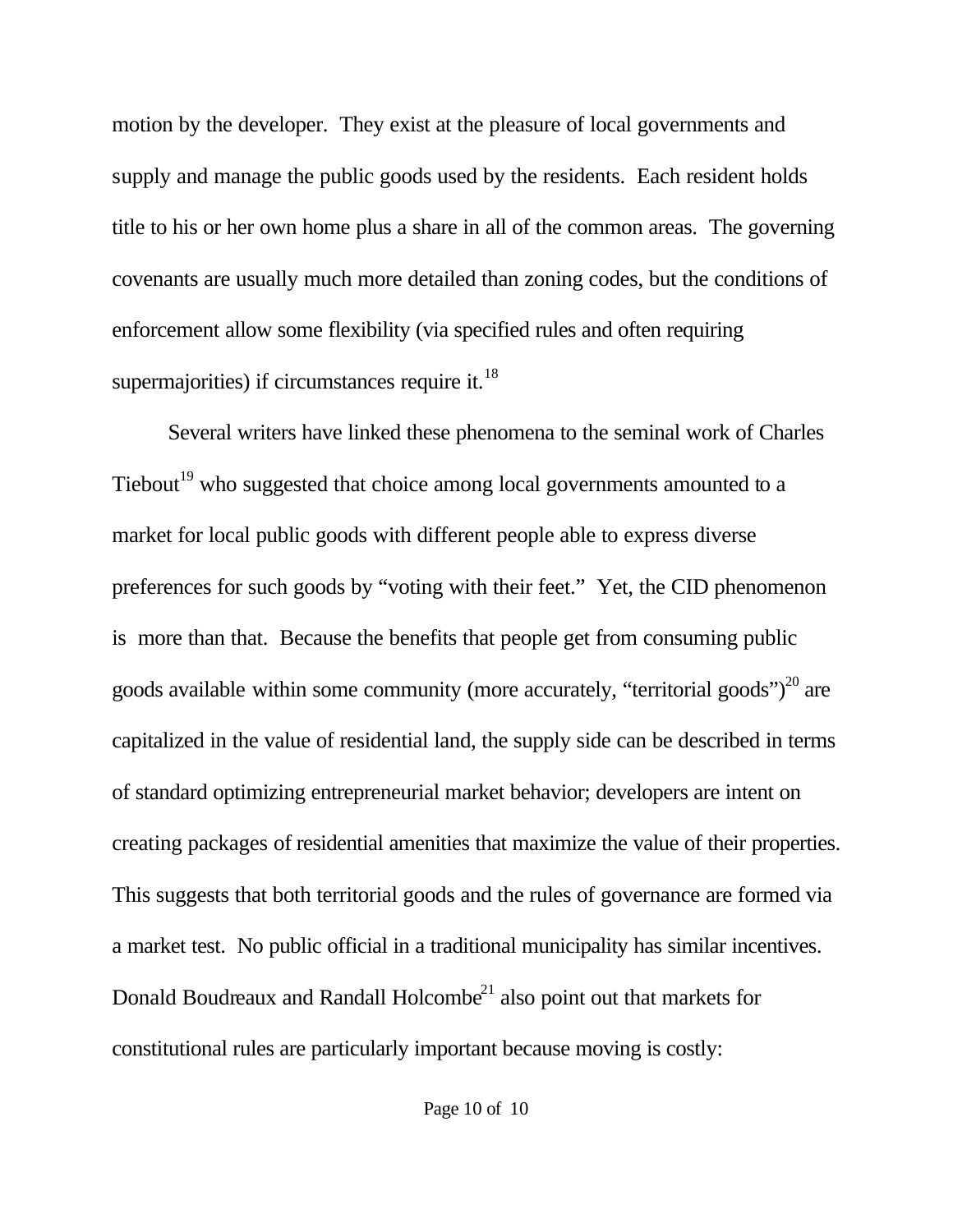motion by the developer. They exist at the pleasure of local governments and supply and manage the public goods used by the residents. Each resident holds title to his or her own home plus a share in all of the common areas. The governing covenants are usually much more detailed than zoning codes, but the conditions of enforcement allow some flexibility (via specified rules and often requiring supermajorities) if circumstances require it.[18]

Several writers have linked these phenomena to the seminal work of Charles Tiebout[19] who suggested that choice among local governments amounted to a market for local public goods with different people able to express diverse preferences for such goods by "voting with their feet." Yet, the CID phenomenon is more than that. Because the benefits that people get from consuming public goods available within some community (more accurately, "territorial goods")[20] are capitalized in the value of residential land, the supply side can be described in terms of standard optimizing entrepreneurial market behavior; developers are intent on creating packages of residential amenities that maximize the value of their properties. This suggests that both territorial goods and the rules of governance are formed via a market test. No public official in a traditional municipality has similar incentives. Donald Boudreaux and Randall Holcombe[21] also point out that markets for constitutional rules are particularly important because moving is costly: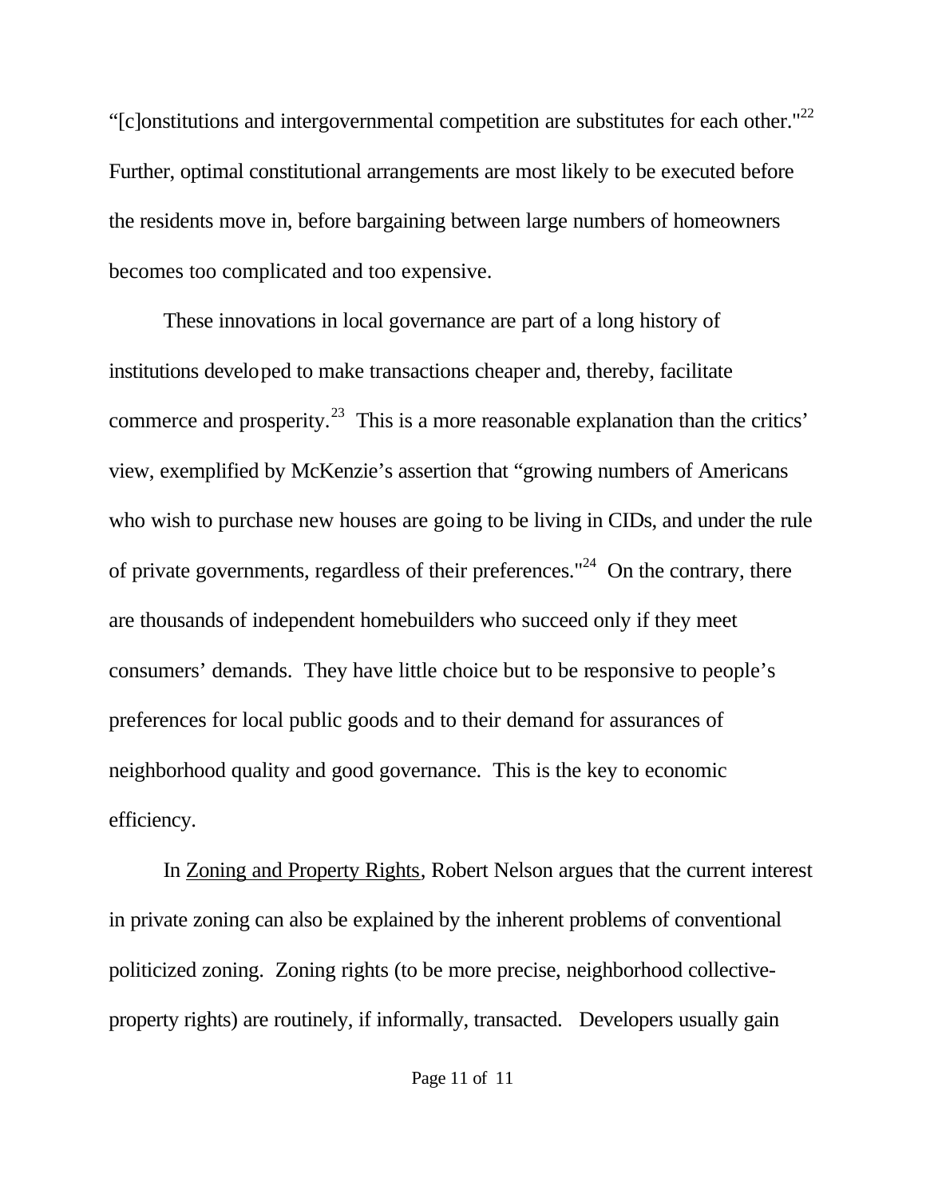"[c]onstitutions and intergovernmental competition are substitutes for each other."[22] Further, optimal constitutional arrangements are most likely to be executed before the residents move in, before bargaining between large numbers of homeowners becomes too complicated and too expensive.

These innovations in local governance are part of a long history of institutions developed to make transactions cheaper and, thereby, facilitate commerce and prosperity.[23] This is a more reasonable explanation than the critics' view, exemplified by McKenzie's assertion that "growing numbers of Americans who wish to purchase new houses are going to be living in CIDs, and under the rule of private governments, regardless of their preferences."[24] On the contrary, there are thousands of independent homebuilders who succeed only if they meet consumers' demands. They have little choice but to be responsive to people's preferences for local public goods and to their demand for assurances of neighborhood quality and good governance. This is the key to economic efficiency.

In Zoning and Property Rights, Robert Nelson argues that the current interest in private zoning can also be explained by the inherent problems of conventional politicized zoning. Zoning rights (to be more precise, neighborhood collective-property rights) are routinely, if informally, transacted. Developers usually gain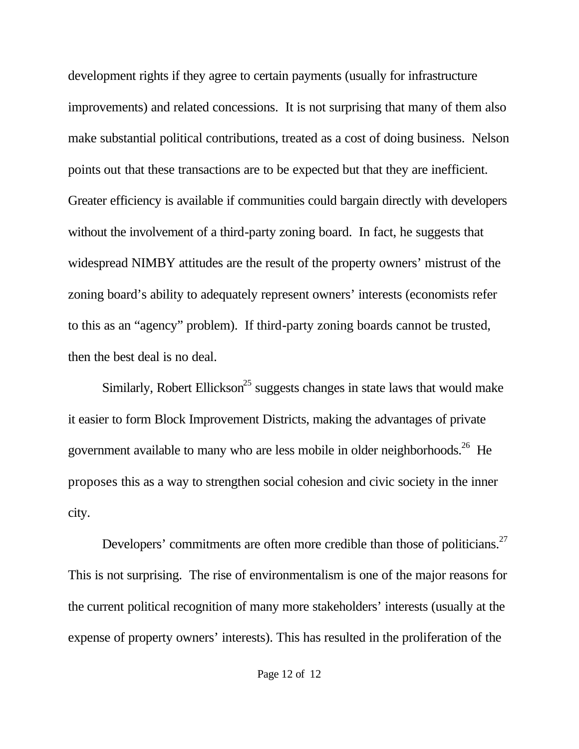development rights if they agree to certain payments (usually for infrastructure improvements) and related concessions. It is not surprising that many of them also make substantial political contributions, treated as a cost of doing business. Nelson points out that these transactions are to be expected but that they are inefficient. Greater efficiency is available if communities could bargain directly with developers without the involvement of a third-party zoning board. In fact, he suggests that widespread NIMBY attitudes are the result of the property owners' mistrust of the zoning board's ability to adequately represent owners' interests (economists refer to this as an "agency" problem). If third-party zoning boards cannot be trusted, then the best deal is no deal.

Similarly, Robert Ellickson[25] suggests changes in state laws that would make it easier to form Block Improvement Districts, making the advantages of private government available to many who are less mobile in older neighborhoods.[26] He proposes this as a way to strengthen social cohesion and civic society in the inner city.

Developers' commitments are often more credible than those of politicians.[27] This is not surprising. The rise of environmentalism is one of the major reasons for the current political recognition of many more stakeholders' interests (usually at the expense of property owners' interests). This has resulted in the proliferation of the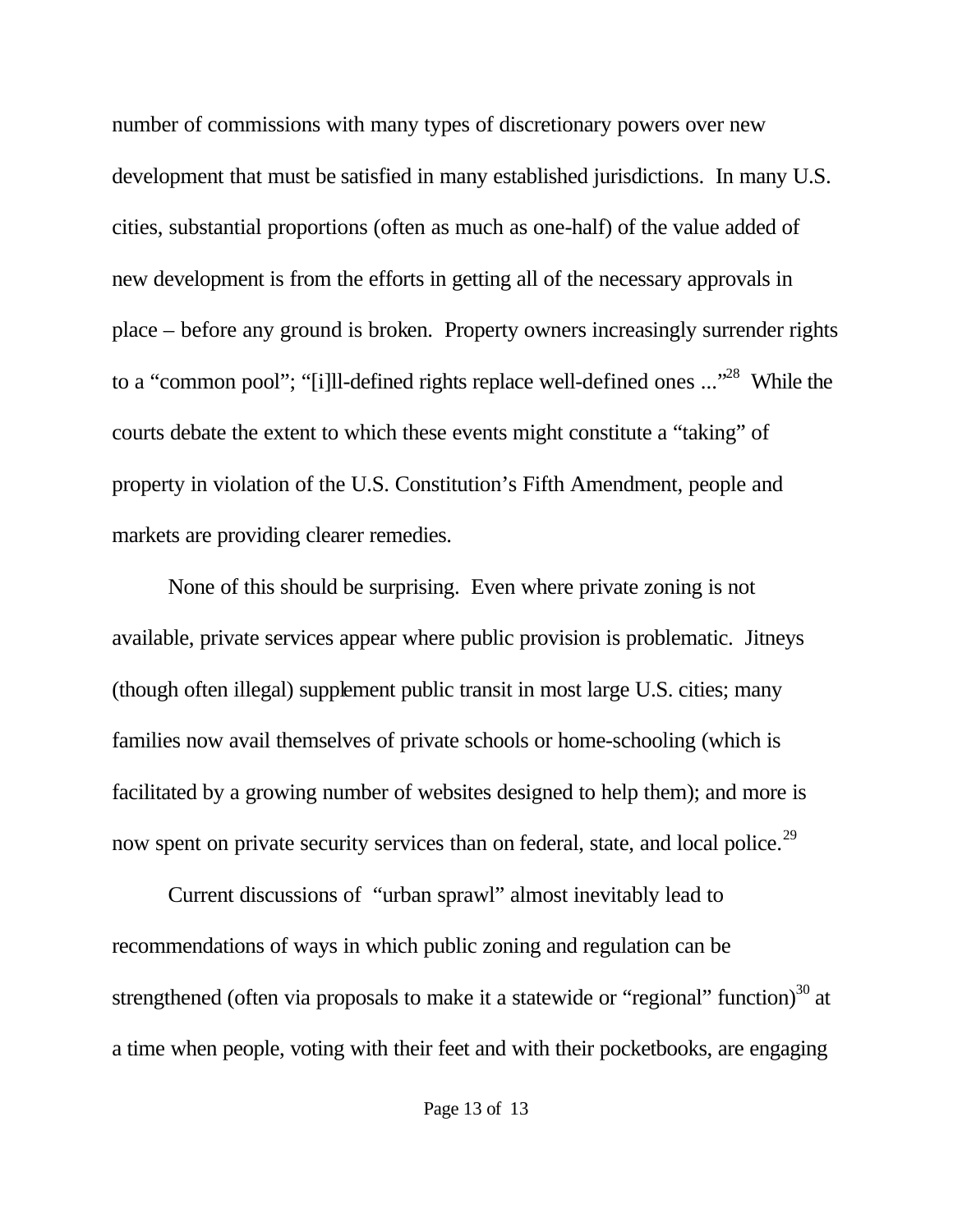number of commissions with many types of discretionary powers over new development that must be satisfied in many established jurisdictions. In many U.S. cities, substantial proportions (often as much as one-half) of the value added of new development is from the efforts in getting all of the necessary approvals in place – before any ground is broken. Property owners increasingly surrender rights to a "common pool"; "[i]ll-defined rights replace well-defined ones ..."[28] While the courts debate the extent to which these events might constitute a "taking" of property in violation of the U.S. Constitution's Fifth Amendment, people and markets are providing clearer remedies.

None of this should be surprising. Even where private zoning is not available, private services appear where public provision is problematic. Jitneys (though often illegal) supplement public transit in most large U.S. cities; many families now avail themselves of private schools or home-schooling (which is facilitated by a growing number of websites designed to help them); and more is now spent on private security services than on federal, state, and local police.[29]

Current discussions of "urban sprawl" almost inevitably lead to recommendations of ways in which public zoning and regulation can be strengthened (often via proposals to make it a statewide or "regional" function)[30] at a time when people, voting with their feet and with their pocketbooks, are engaging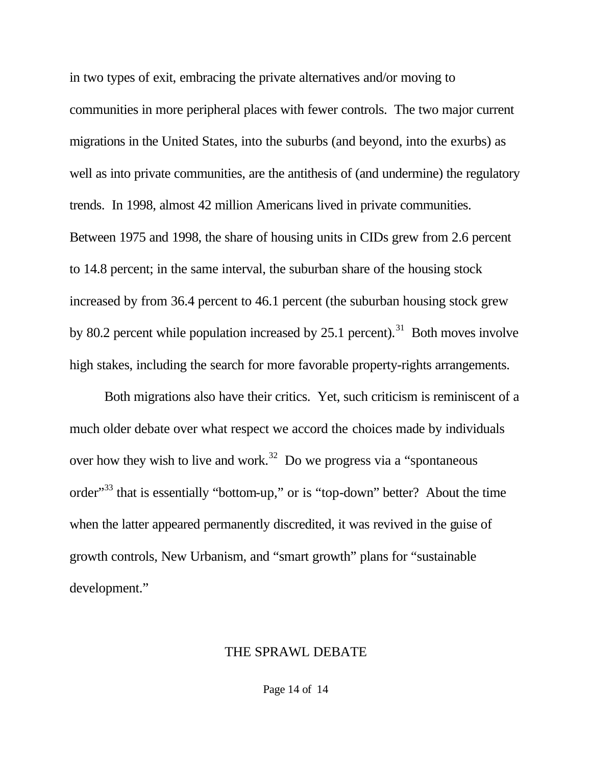in two types of exit, embracing the private alternatives and/or moving to communities in more peripheral places with fewer controls. The two major current migrations in the United States, into the suburbs (and beyond, into the exurbs) as well as into private communities, are the antithesis of (and undermine) the regulatory trends. In 1998, almost 42 million Americans lived in private communities. Between 1975 and 1998, the share of housing units in CIDs grew from 2.6 percent to 14.8 percent; in the same interval, the suburban share of the housing stock increased by from 36.4 percent to 46.1 percent (the suburban housing stock grew by 80.2 percent while population increased by 25.1 percent).[31] Both moves involve high stakes, including the search for more favorable property-rights arrangements.

Both migrations also have their critics. Yet, such criticism is reminiscent of a much older debate over what respect we accord the choices made by individuals over how they wish to live and work.[32] Do we progress via a “spontaneous order”[33] that is essentially “bottom-up,” or is “top-down” better? About the time when the latter appeared permanently discredited, it was revived in the guise of growth controls, New Urbanism, and “smart growth” plans for “sustainable development.”

## THE SPRAWL DEBATE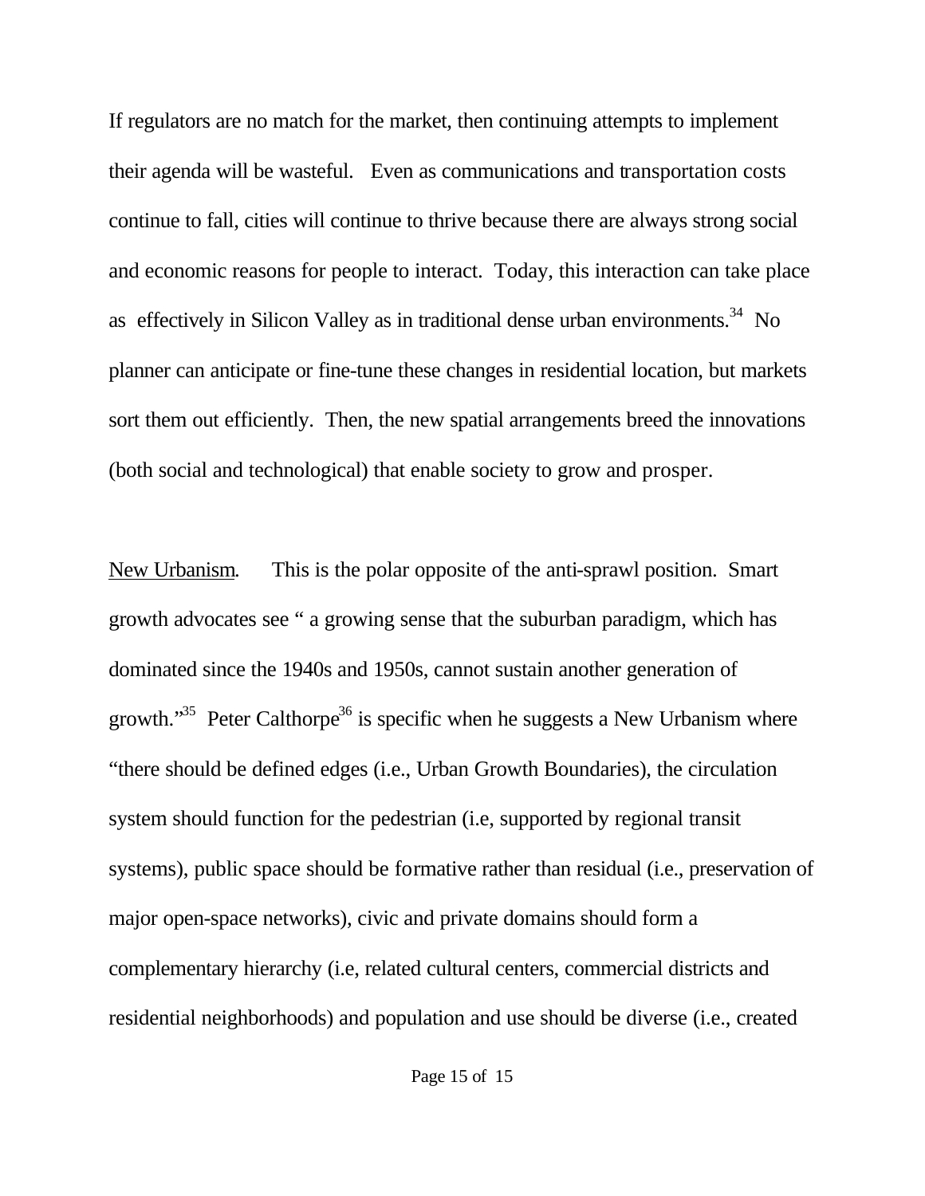If regulators are no match for the market, then continuing attempts to implement their agenda will be wasteful. Even as communications and transportation costs continue to fall, cities will continue to thrive because there are always strong social and economic reasons for people to interact. Today, this interaction can take place as effectively in Silicon Valley as in traditional dense urban environments.[34] No planner can anticipate or fine-tune these changes in residential location, but markets sort them out efficiently. Then, the new spatial arrangements breed the innovations (both social and technological) that enable society to grow and prosper.

<u>New Urbanism</u>. This is the polar opposite of the anti-sprawl position. Smart growth advocates see " a growing sense that the suburban paradigm, which has dominated since the 1940s and 1950s, cannot sustain another generation of growth."[35] Peter Calthorpe[36] is specific when he suggests a New Urbanism where "there should be defined edges (i.e., Urban Growth Boundaries), the circulation system should function for the pedestrian (i.e, supported by regional transit systems), public space should be formative rather than residual (i.e., preservation of major open-space networks), civic and private domains should form a complementary hierarchy (i.e, related cultural centers, commercial districts and residential neighborhoods) and population and use should be diverse (i.e., created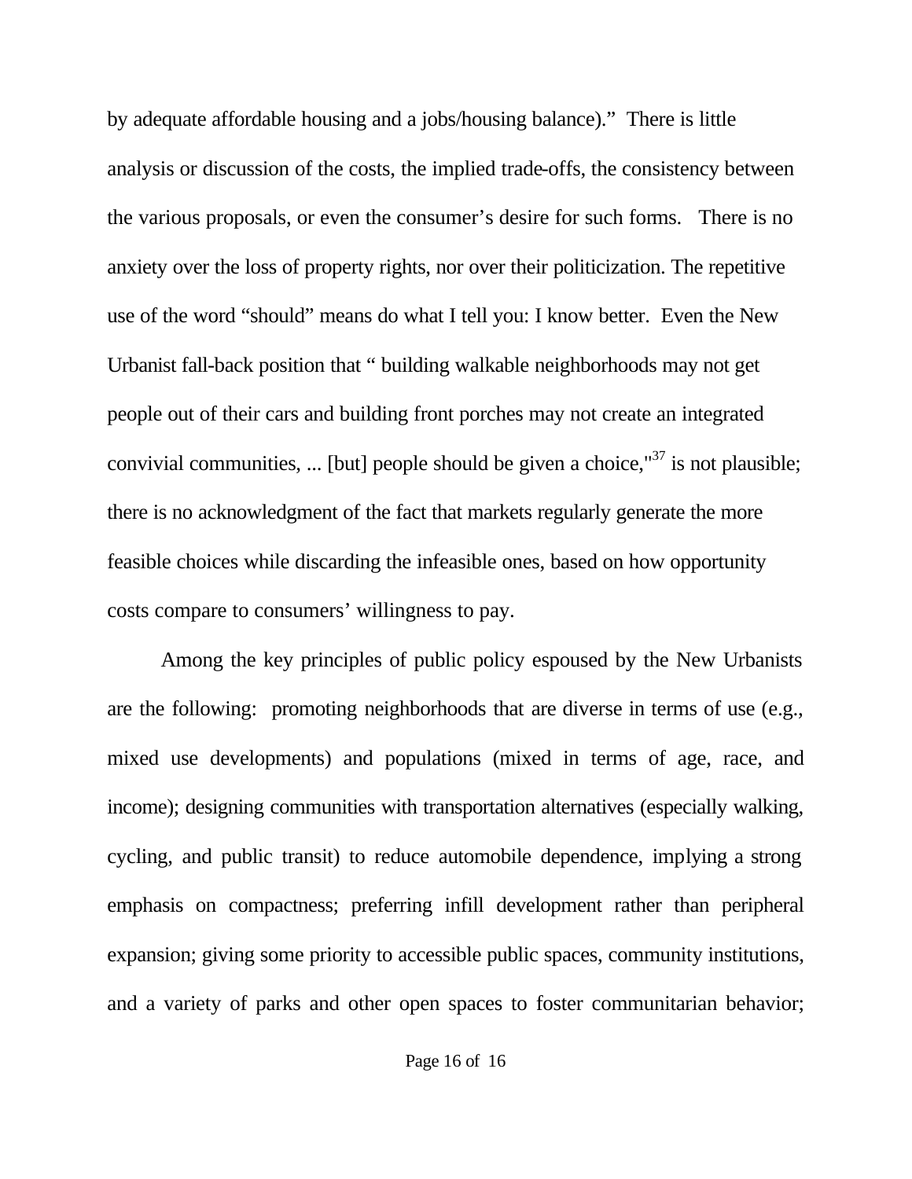by adequate affordable housing and a jobs/housing balance)." There is little analysis or discussion of the costs, the implied trade-offs, the consistency between the various proposals, or even the consumer's desire for such forms. There is no anxiety over the loss of property rights, nor over their politicization. The repetitive use of the word "should" means do what I tell you: I know better. Even the New Urbanist fall-back position that " building walkable neighborhoods may not get people out of their cars and building front porches may not create an integrated convivial communities, ... [but] people should be given a choice,"[37] is not plausible; there is no acknowledgment of the fact that markets regularly generate the more feasible choices while discarding the infeasible ones, based on how opportunity costs compare to consumers' willingness to pay.

Among the key principles of public policy espoused by the New Urbanists are the following: promoting neighborhoods that are diverse in terms of use (e.g., mixed use developments) and populations (mixed in terms of age, race, and income); designing communities with transportation alternatives (especially walking, cycling, and public transit) to reduce automobile dependence, implying a strong emphasis on compactness; preferring infill development rather than peripheral expansion; giving some priority to accessible public spaces, community institutions, and a variety of parks and other open spaces to foster communitarian behavior;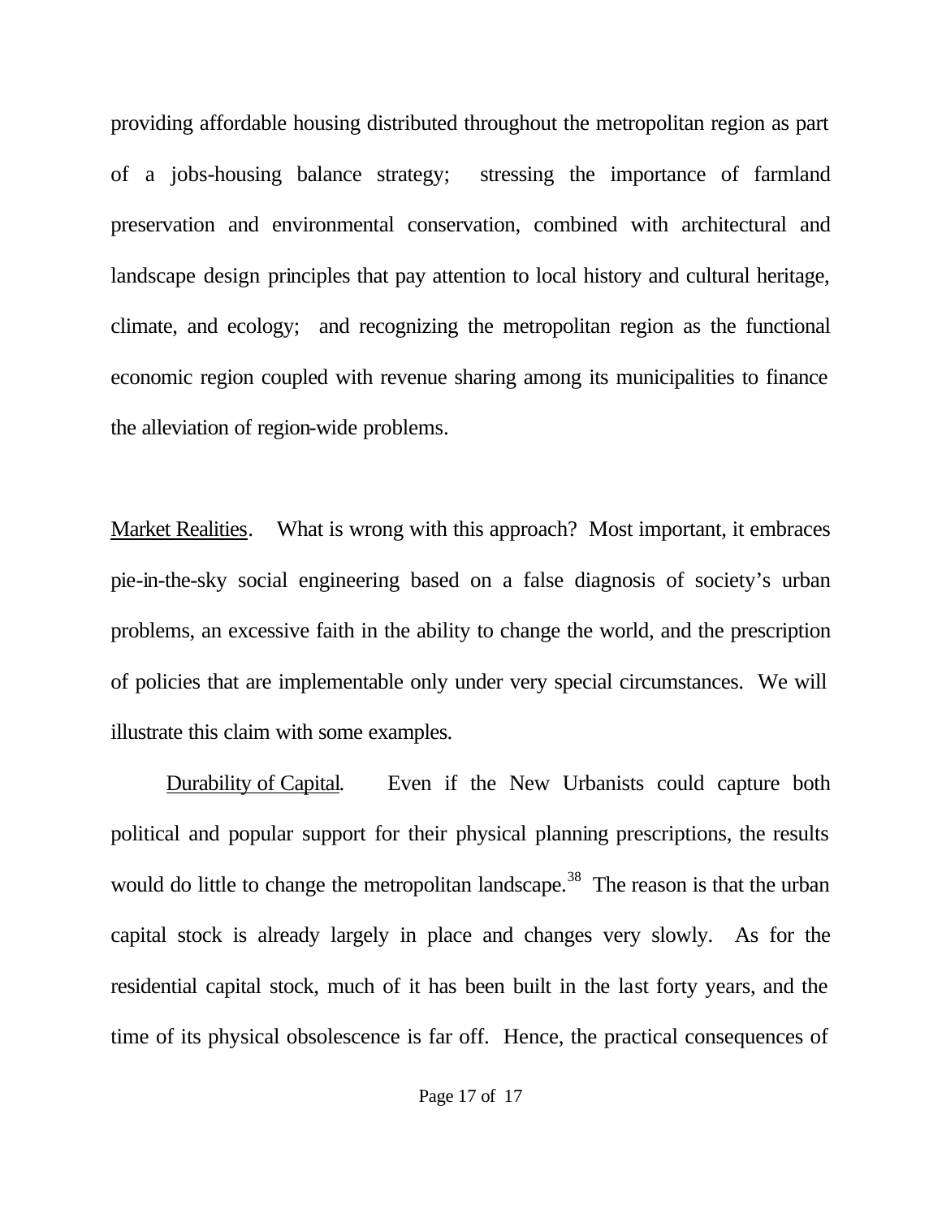providing affordable housing distributed throughout the metropolitan region as part of a jobs-housing balance strategy; stressing the importance of farmland preservation and environmental conservation, combined with architectural and landscape design principles that pay attention to local history and cultural heritage, climate, and ecology; and recognizing the metropolitan region as the functional economic region coupled with revenue sharing among its municipalities to finance the alleviation of region-wide problems.

Market Realities. What is wrong with this approach? Most important, it embraces pie-in-the-sky social engineering based on a false diagnosis of society's urban problems, an excessive faith in the ability to change the world, and the prescription of policies that are implementable only under very special circumstances. We will illustrate this claim with some examples.

Durability of Capital. Even if the New Urbanists could capture both political and popular support for their physical planning prescriptions, the results would do little to change the metropolitan landscape.[38] The reason is that the urban capital stock is already largely in place and changes very slowly. As for the residential capital stock, much of it has been built in the last forty years, and the time of its physical obsolescence is far off. Hence, the practical consequences of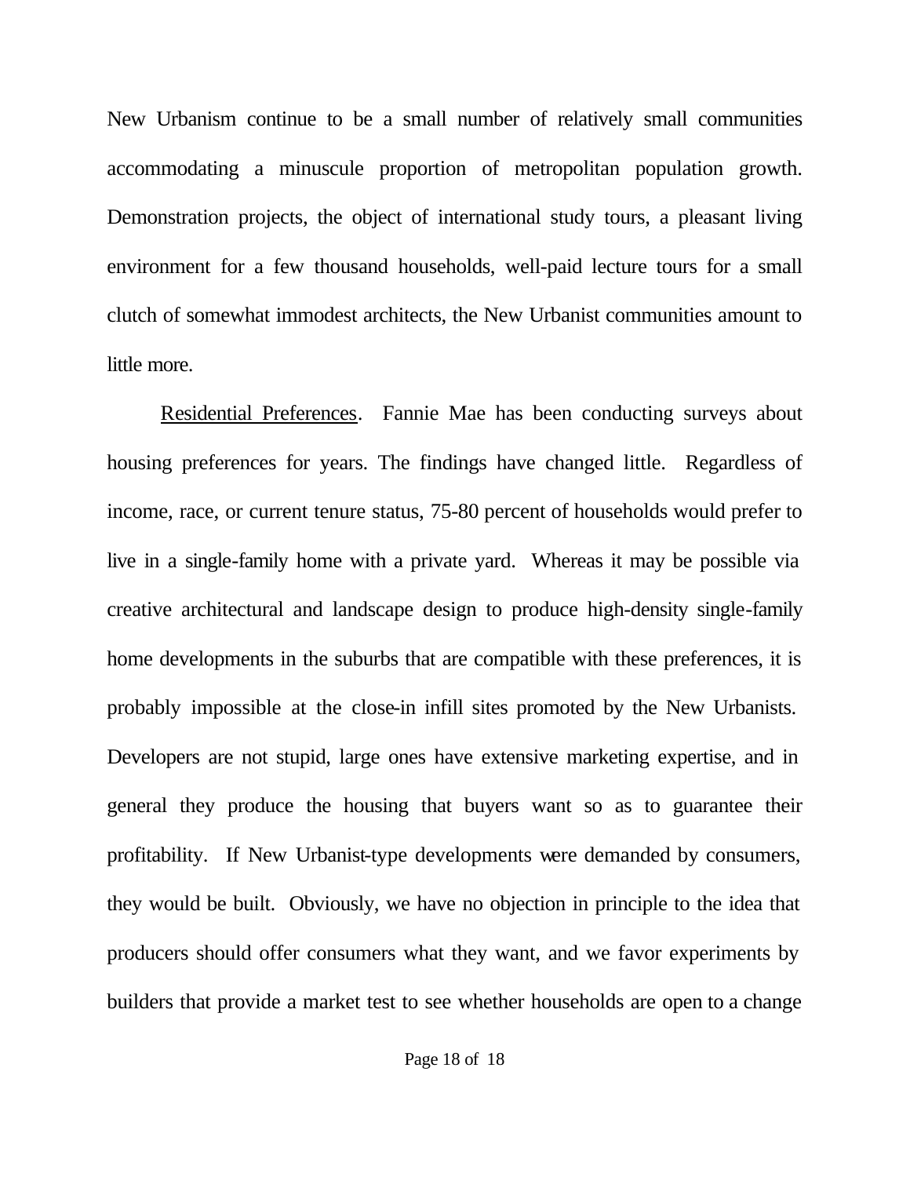New Urbanism continue to be a small number of relatively small communities accommodating a minuscule proportion of metropolitan population growth. Demonstration projects, the object of international study tours, a pleasant living environment for a few thousand households, well-paid lecture tours for a small clutch of somewhat immodest architects, the New Urbanist communities amount to little more.

<u>Residential Preferences</u>. Fannie Mae has been conducting surveys about housing preferences for years. The findings have changed little. Regardless of income, race, or current tenure status, 75-80 percent of households would prefer to live in a single-family home with a private yard. Whereas it may be possible via creative architectural and landscape design to produce high-density single-family home developments in the suburbs that are compatible with these preferences, it is probably impossible at the close-in infill sites promoted by the New Urbanists. Developers are not stupid, large ones have extensive marketing expertise, and in general they produce the housing that buyers want so as to guarantee their profitability. If New Urbanist-type developments were demanded by consumers, they would be built. Obviously, we have no objection in principle to the idea that producers should offer consumers what they want, and we favor experiments by builders that provide a market test to see whether households are open to a change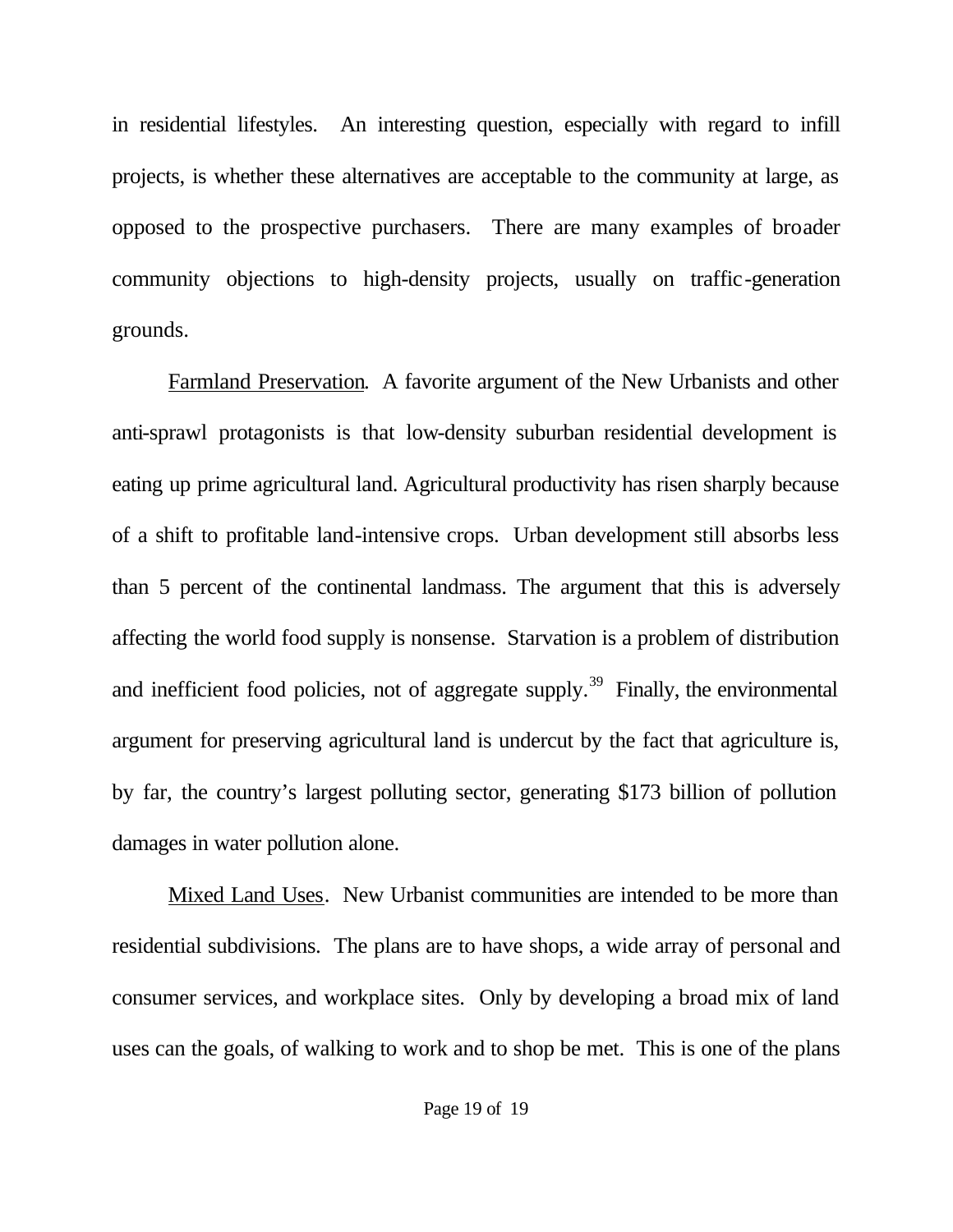in residential lifestyles. An interesting question, especially with regard to infill projects, is whether these alternatives are acceptable to the community at large, as opposed to the prospective purchasers. There are many examples of broader community objections to high-density projects, usually on traffic-generation grounds.

Farmland Preservation. A favorite argument of the New Urbanists and other anti-sprawl protagonists is that low-density suburban residential development is eating up prime agricultural land. Agricultural productivity has risen sharply because of a shift to profitable land-intensive crops. Urban development still absorbs less than 5 percent of the continental landmass. The argument that this is adversely affecting the world food supply is nonsense. Starvation is a problem of distribution and inefficient food policies, not of aggregate supply.[39] Finally, the environmental argument for preserving agricultural land is undercut by the fact that agriculture is, by far, the country's largest polluting sector, generating $173 billion of pollution damages in water pollution alone.

Mixed Land Uses. New Urbanist communities are intended to be more than residential subdivisions. The plans are to have shops, a wide array of personal and consumer services, and workplace sites. Only by developing a broad mix of land uses can the goals, of walking to work and to shop be met. This is one of the plans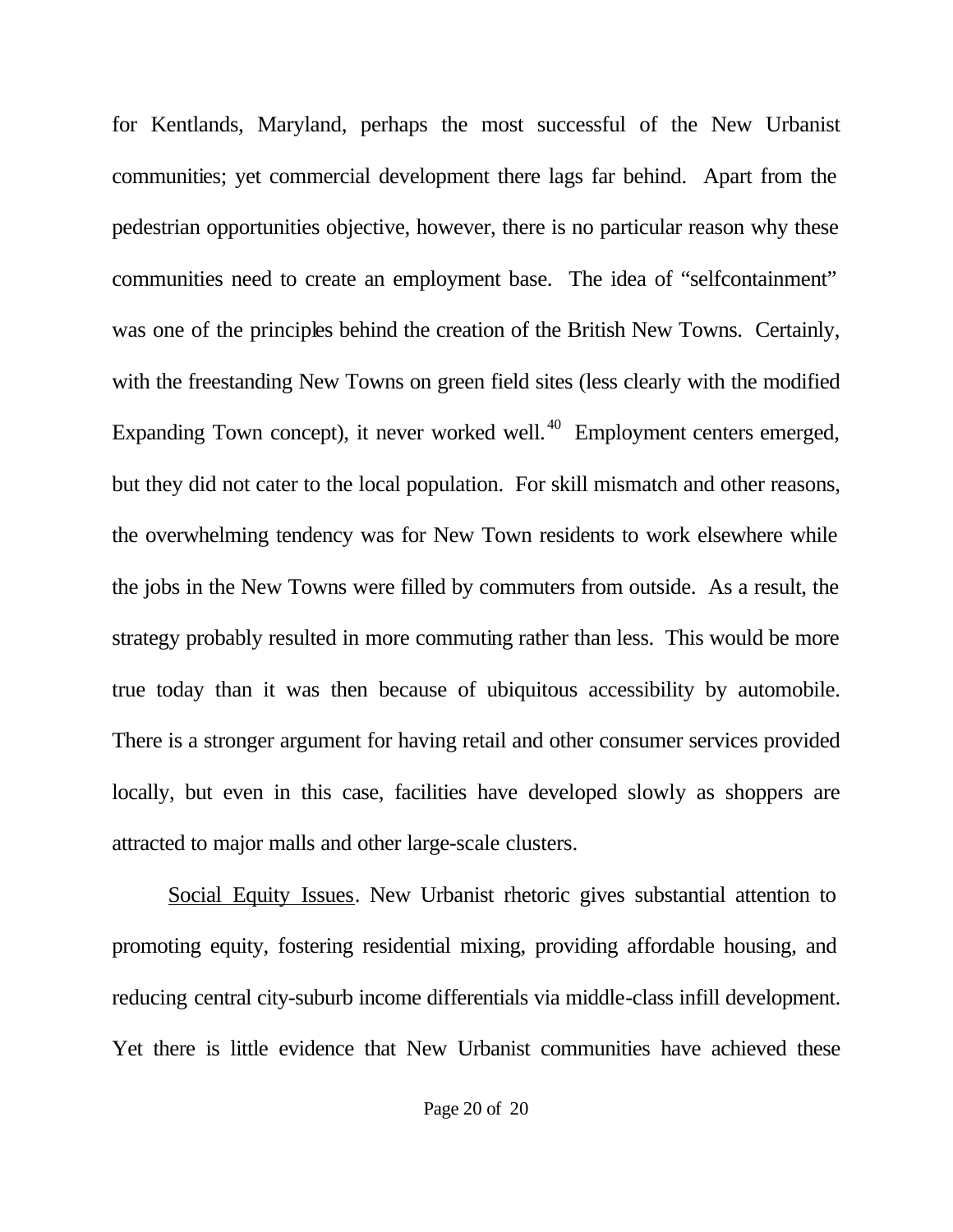for Kentlands, Maryland, perhaps the most successful of the New Urbanist communities; yet commercial development there lags far behind. Apart from the pedestrian opportunities objective, however, there is no particular reason why these communities need to create an employment base. The idea of "selfcontainment" was one of the principles behind the creation of the British New Towns. Certainly, with the freestanding New Towns on green field sites (less clearly with the modified Expanding Town concept), it never worked well.[40] Employment centers emerged, but they did not cater to the local population. For skill mismatch and other reasons, the overwhelming tendency was for New Town residents to work elsewhere while the jobs in the New Towns were filled by commuters from outside. As a result, the strategy probably resulted in more commuting rather than less. This would be more true today than it was then because of ubiquitous accessibility by automobile. There is a stronger argument for having retail and other consumer services provided locally, but even in this case, facilities have developed slowly as shoppers are attracted to major malls and other large-scale clusters.

Social Equity Issues. New Urbanist rhetoric gives substantial attention to promoting equity, fostering residential mixing, providing affordable housing, and reducing central city-suburb income differentials via middle-class infill development. Yet there is little evidence that New Urbanist communities have achieved these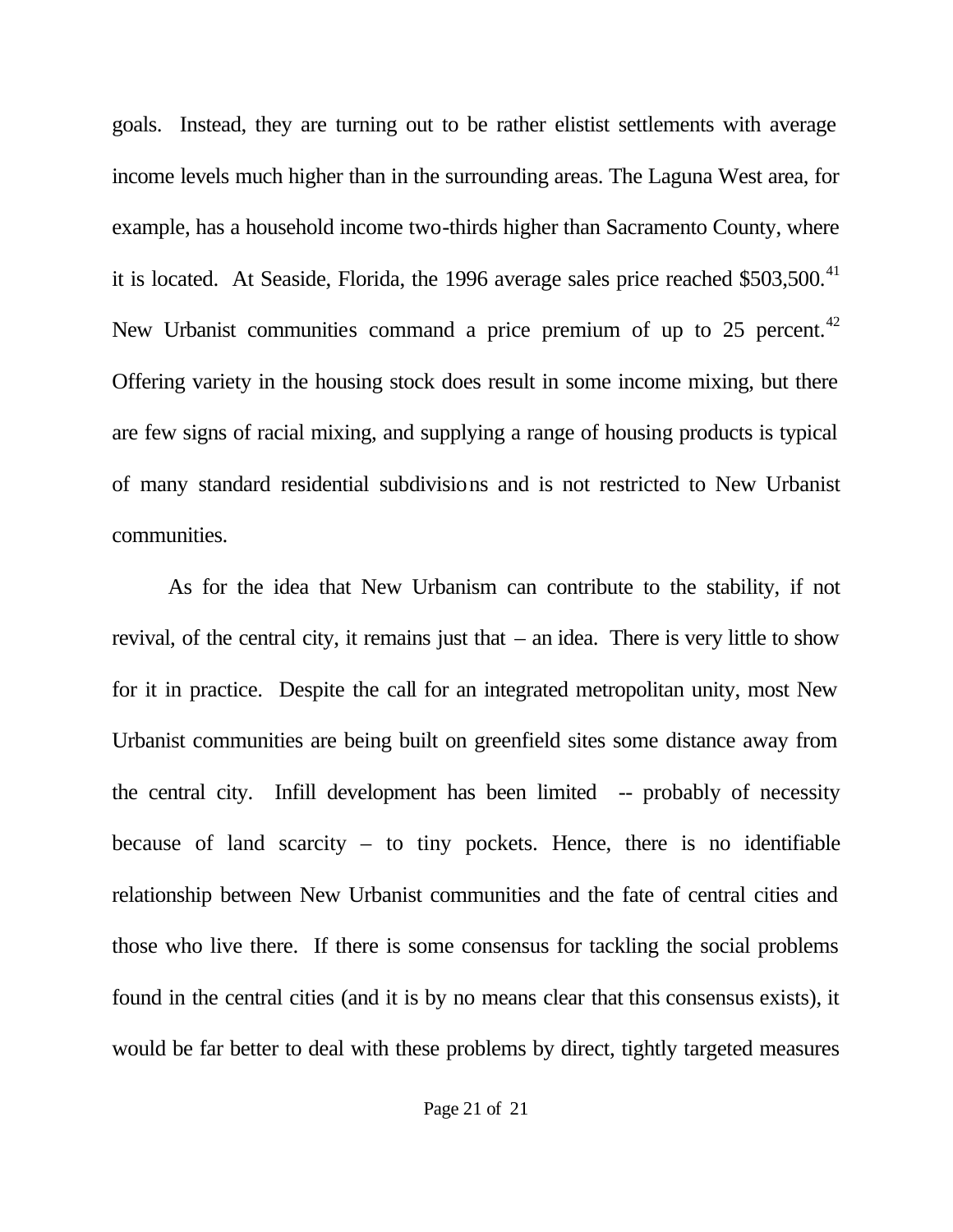goals. Instead, they are turning out to be rather elistist settlements with average income levels much higher than in the surrounding areas. The Laguna West area, for example, has a household income two-thirds higher than Sacramento County, where it is located. At Seaside, Florida, the 1996 average sales price reached $503,500.[41] New Urbanist communities command a price premium of up to 25 percent.[42] Offering variety in the housing stock does result in some income mixing, but there are few signs of racial mixing, and supplying a range of housing products is typical of many standard residential subdivisions and is not restricted to New Urbanist communities.

As for the idea that New Urbanism can contribute to the stability, if not revival, of the central city, it remains just that – an idea. There is very little to show for it in practice. Despite the call for an integrated metropolitan unity, most New Urbanist communities are being built on greenfield sites some distance away from the central city. Infill development has been limited -- probably of necessity because of land scarcity – to tiny pockets. Hence, there is no identifiable relationship between New Urbanist communities and the fate of central cities and those who live there. If there is some consensus for tackling the social problems found in the central cities (and it is by no means clear that this consensus exists), it would be far better to deal with these problems by direct, tightly targeted measures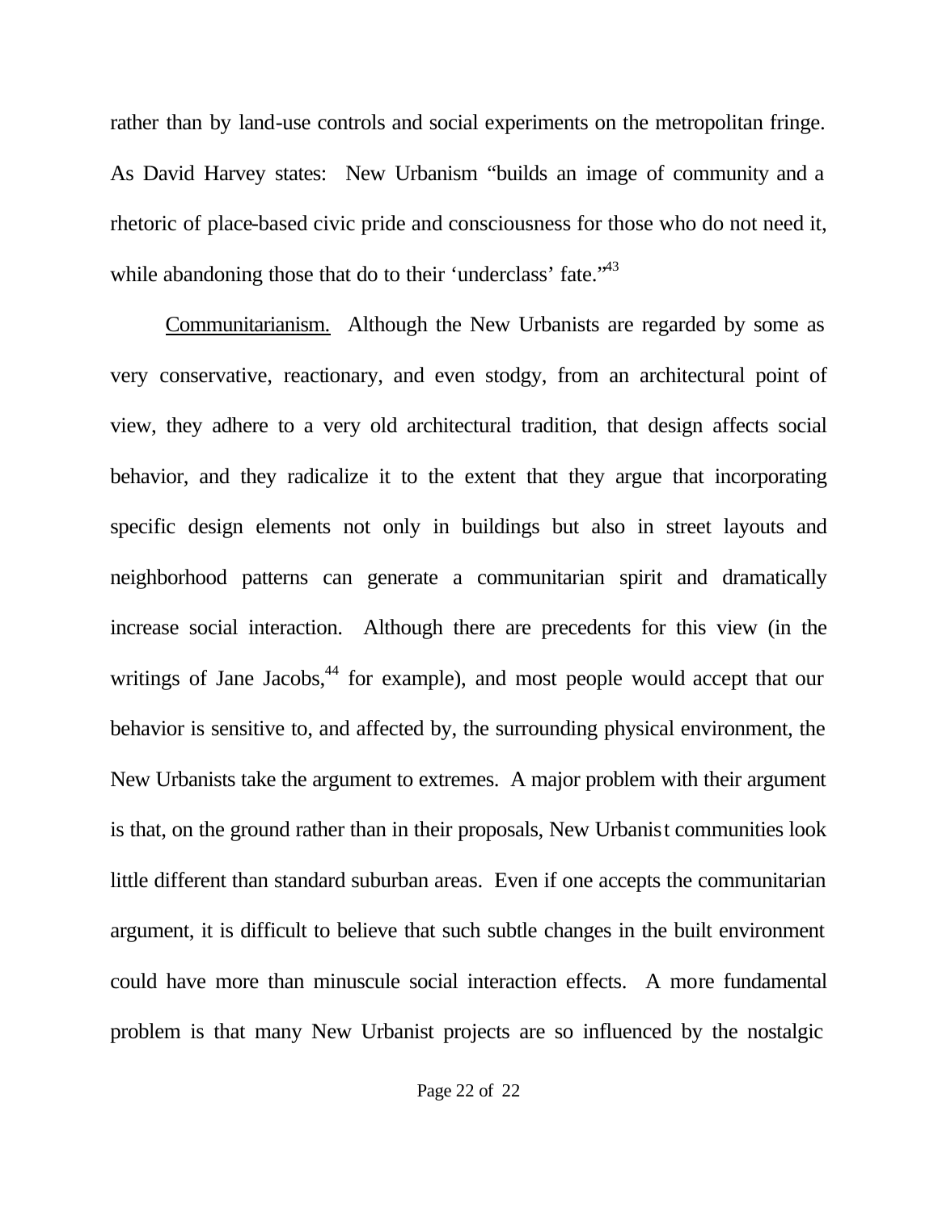rather than by land-use controls and social experiments on the metropolitan fringe. As David Harvey states: New Urbanism "builds an image of community and a rhetoric of place-based civic pride and consciousness for those who do not need it, while abandoning those that do to their 'underclass' fate."[43]

Communitarianism. Although the New Urbanists are regarded by some as very conservative, reactionary, and even stodgy, from an architectural point of view, they adhere to a very old architectural tradition, that design affects social behavior, and they radicalize it to the extent that they argue that incorporating specific design elements not only in buildings but also in street layouts and neighborhood patterns can generate a communitarian spirit and dramatically increase social interaction. Although there are precedents for this view (in the writings of Jane Jacobs,[44] for example), and most people would accept that our behavior is sensitive to, and affected by, the surrounding physical environment, the New Urbanists take the argument to extremes. A major problem with their argument is that, on the ground rather than in their proposals, New Urbanist communities look little different than standard suburban areas. Even if one accepts the communitarian argument, it is difficult to believe that such subtle changes in the built environment could have more than minuscule social interaction effects. A more fundamental problem is that many New Urbanist projects are so influenced by the nostalgic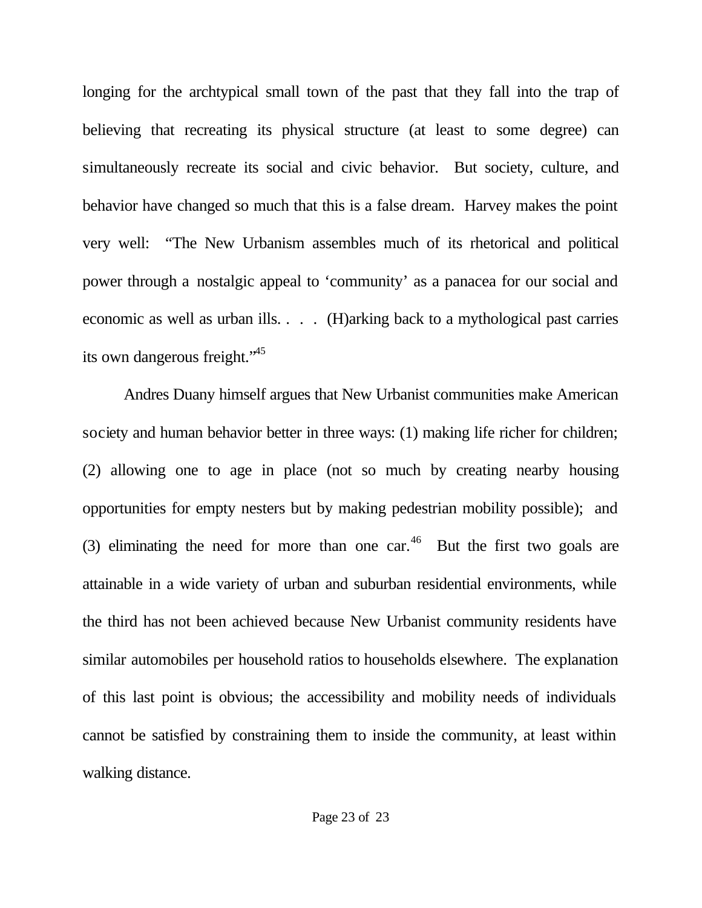longing for the archtypical small town of the past that they fall into the trap of believing that recreating its physical structure (at least to some degree) can simultaneously recreate its social and civic behavior. But society, culture, and behavior have changed so much that this is a false dream. Harvey makes the point very well: "The New Urbanism assembles much of its rhetorical and political power through a nostalgic appeal to 'community' as a panacea for our social and economic as well as urban ills. . . . (H)arking back to a mythological past carries its own dangerous freight."[45]

Andres Duany himself argues that New Urbanist communities make American society and human behavior better in three ways: (1) making life richer for children; (2) allowing one to age in place (not so much by creating nearby housing opportunities for empty nesters but by making pedestrian mobility possible); and (3) eliminating the need for more than one car.[46] But the first two goals are attainable in a wide variety of urban and suburban residential environments, while the third has not been achieved because New Urbanist community residents have similar automobiles per household ratios to households elsewhere. The explanation of this last point is obvious; the accessibility and mobility needs of individuals cannot be satisfied by constraining them to inside the community, at least within walking distance.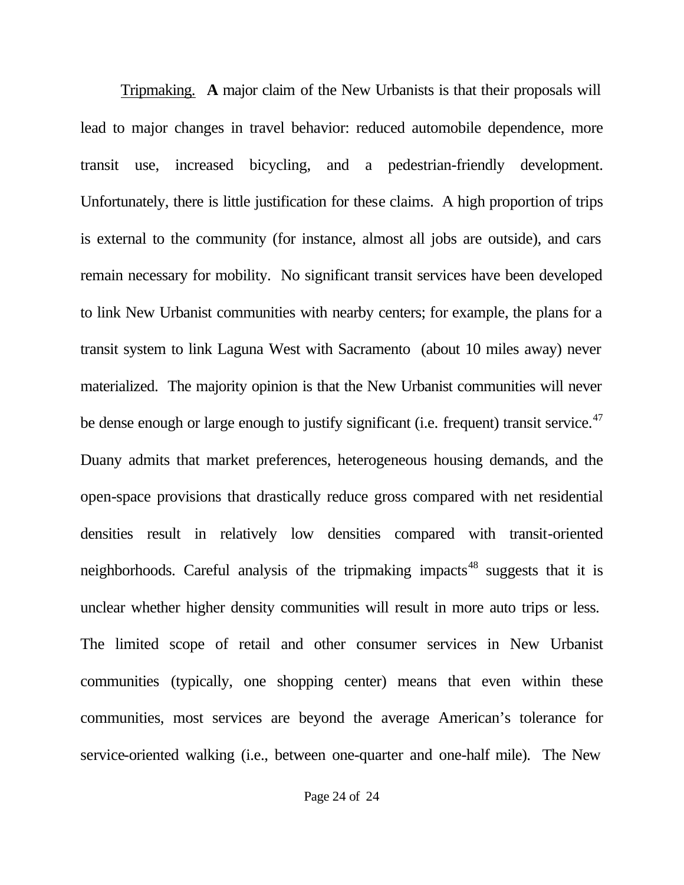Tripmaking. **A** major claim of the New Urbanists is that their proposals will lead to major changes in travel behavior: reduced automobile dependence, more transit use, increased bicycling, and a pedestrian-friendly development. Unfortunately, there is little justification for these claims. A high proportion of trips is external to the community (for instance, almost all jobs are outside), and cars remain necessary for mobility. No significant transit services have been developed to link New Urbanist communities with nearby centers; for example, the plans for a transit system to link Laguna West with Sacramento (about 10 miles away) never materialized. The majority opinion is that the New Urbanist communities will never be dense enough or large enough to justify significant (i.e. frequent) transit service.[47] Duany admits that market preferences, heterogeneous housing demands, and the open-space provisions that drastically reduce gross compared with net residential densities result in relatively low densities compared with transit-oriented neighborhoods. Careful analysis of the tripmaking impacts[48] suggests that it is unclear whether higher density communities will result in more auto trips or less. The limited scope of retail and other consumer services in New Urbanist communities (typically, one shopping center) means that even within these communities, most services are beyond the average American's tolerance for service-oriented walking (i.e., between one-quarter and one-half mile). The New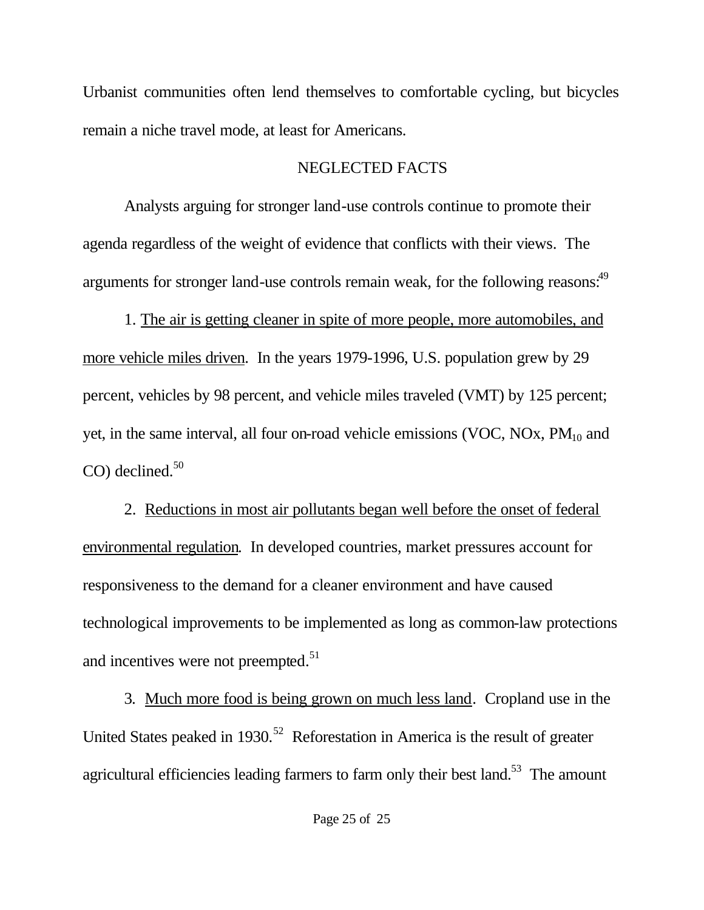Urbanist communities often lend themselves to comfortable cycling, but bicycles remain a niche travel mode, at least for Americans.

## NEGLECTED FACTS

Analysts arguing for stronger land-use controls continue to promote their agenda regardless of the weight of evidence that conflicts with their views. The arguments for stronger land-use controls remain weak, for the following reasons:[49]

1. The air is getting cleaner in spite of more people, more automobiles, and more vehicle miles driven. In the years 1979-1996, U.S. population grew by 29 percent, vehicles by 98 percent, and vehicle miles traveled (VMT) by 125 percent; yet, in the same interval, all four on-road vehicle emissions (VOC, NOx, $PM_{10}$ and CO) declined.[50]

2. Reductions in most air pollutants began well before the onset of federal environmental regulation. In developed countries, market pressures account for responsiveness to the demand for a cleaner environment and have caused technological improvements to be implemented as long as common-law protections and incentives were not preempted.[51]

3. Much more food is being grown on much less land. Cropland use in the United States peaked in 1930.[52] Reforestation in America is the result of greater agricultural efficiencies leading farmers to farm only their best land.[53] The amount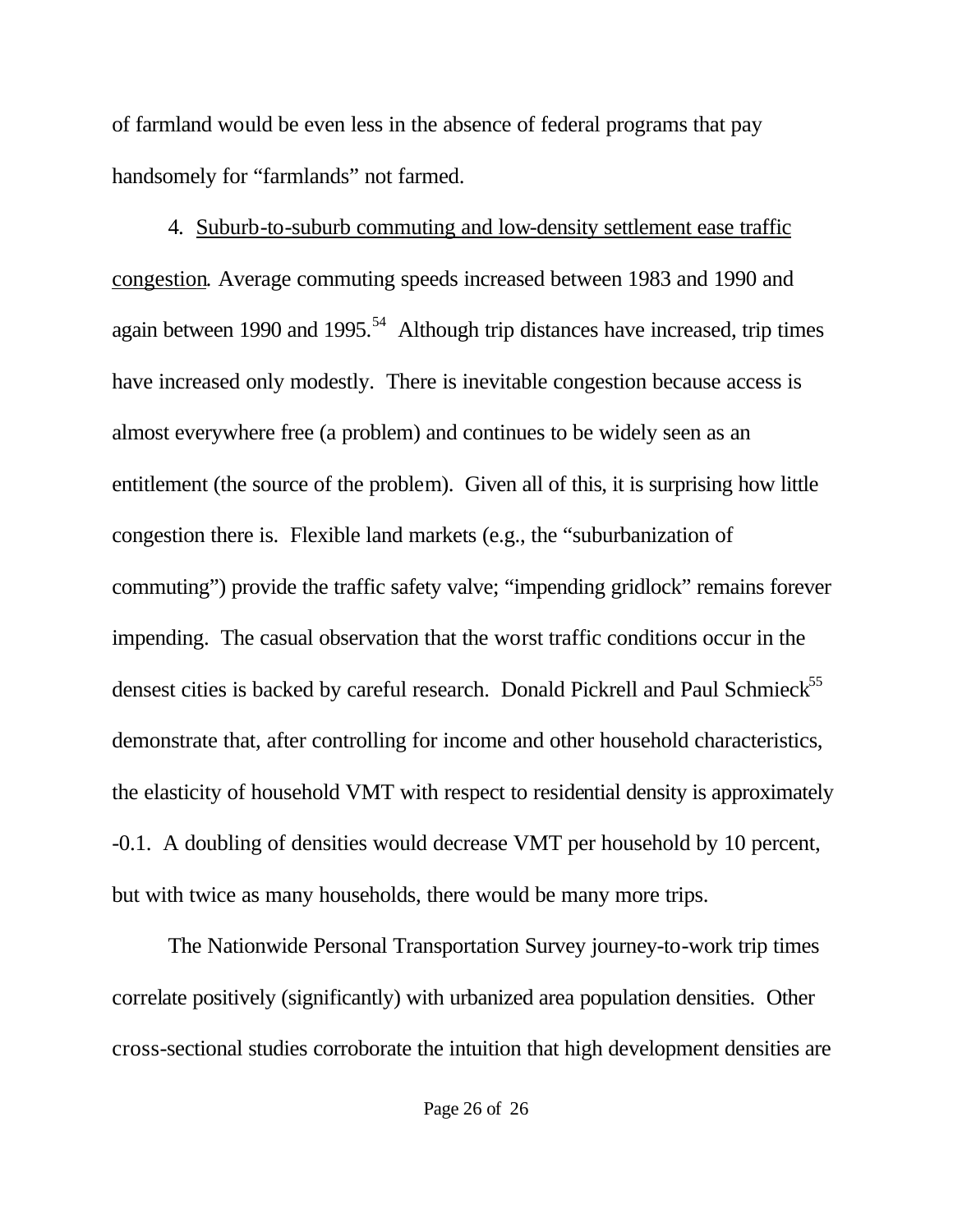of farmland would be even less in the absence of federal programs that pay handsomely for "farmlands" not farmed.

4. Suburb-to-suburb commuting and low-density settlement ease traffic congestion. Average commuting speeds increased between 1983 and 1990 and again between 1990 and 1995.[54] Although trip distances have increased, trip times have increased only modestly. There is inevitable congestion because access is almost everywhere free (a problem) and continues to be widely seen as an entitlement (the source of the problem). Given all of this, it is surprising how little congestion there is. Flexible land markets (e.g., the "suburbanization of commuting") provide the traffic safety valve; "impending gridlock" remains forever impending. The casual observation that the worst traffic conditions occur in the densest cities is backed by careful research. Donald Pickrell and Paul Schmieck[55] demonstrate that, after controlling for income and other household characteristics, the elasticity of household VMT with respect to residential density is approximately -0.1. A doubling of densities would decrease VMT per household by 10 percent, but with twice as many households, there would be many more trips.

The Nationwide Personal Transportation Survey journey-to-work trip times correlate positively (significantly) with urbanized area population densities. Other cross-sectional studies corroborate the intuition that high development densities are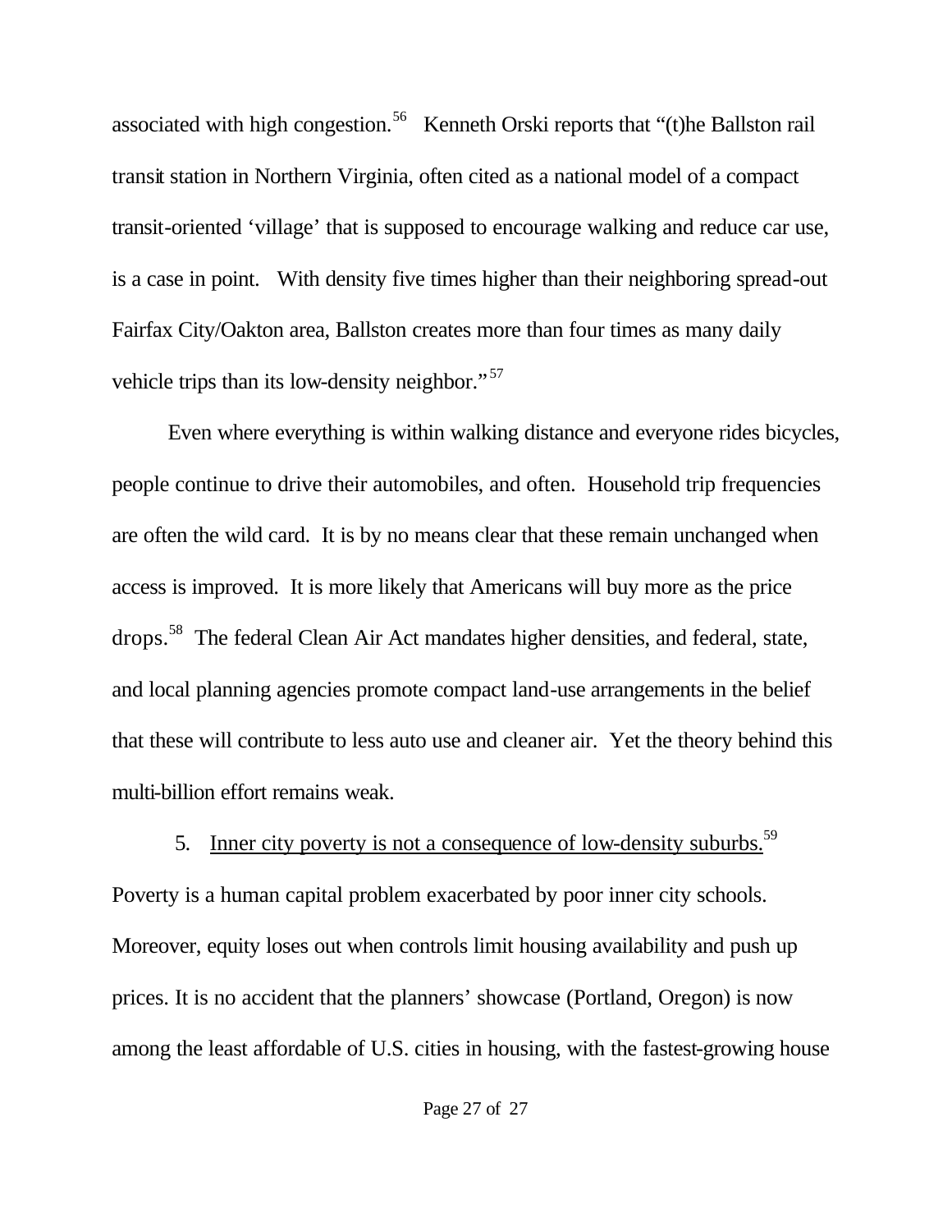associated with high congestion.[56] Kenneth Orski reports that "(t)he Ballston rail transit station in Northern Virginia, often cited as a national model of a compact transit-oriented 'village' that is supposed to encourage walking and reduce car use, is a case in point. With density five times higher than their neighboring spread-out Fairfax City/Oakton area, Ballston creates more than four times as many daily vehicle trips than its low-density neighbor."[57]

Even where everything is within walking distance and everyone rides bicycles, people continue to drive their automobiles, and often. Household trip frequencies are often the wild card. It is by no means clear that these remain unchanged when access is improved. It is more likely that Americans will buy more as the price drops.[58] The federal Clean Air Act mandates higher densities, and federal, state, and local planning agencies promote compact land-use arrangements in the belief that these will contribute to less auto use and cleaner air. Yet the theory behind this multi-billion effort remains weak.

5. <u>Inner city poverty is not a consequence of low-density suburbs.</u>[59] Poverty is a human capital problem exacerbated by poor inner city schools. Moreover, equity loses out when controls limit housing availability and push up prices. It is no accident that the planners' showcase (Portland, Oregon) is now among the least affordable of U.S. cities in housing, with the fastest-growing house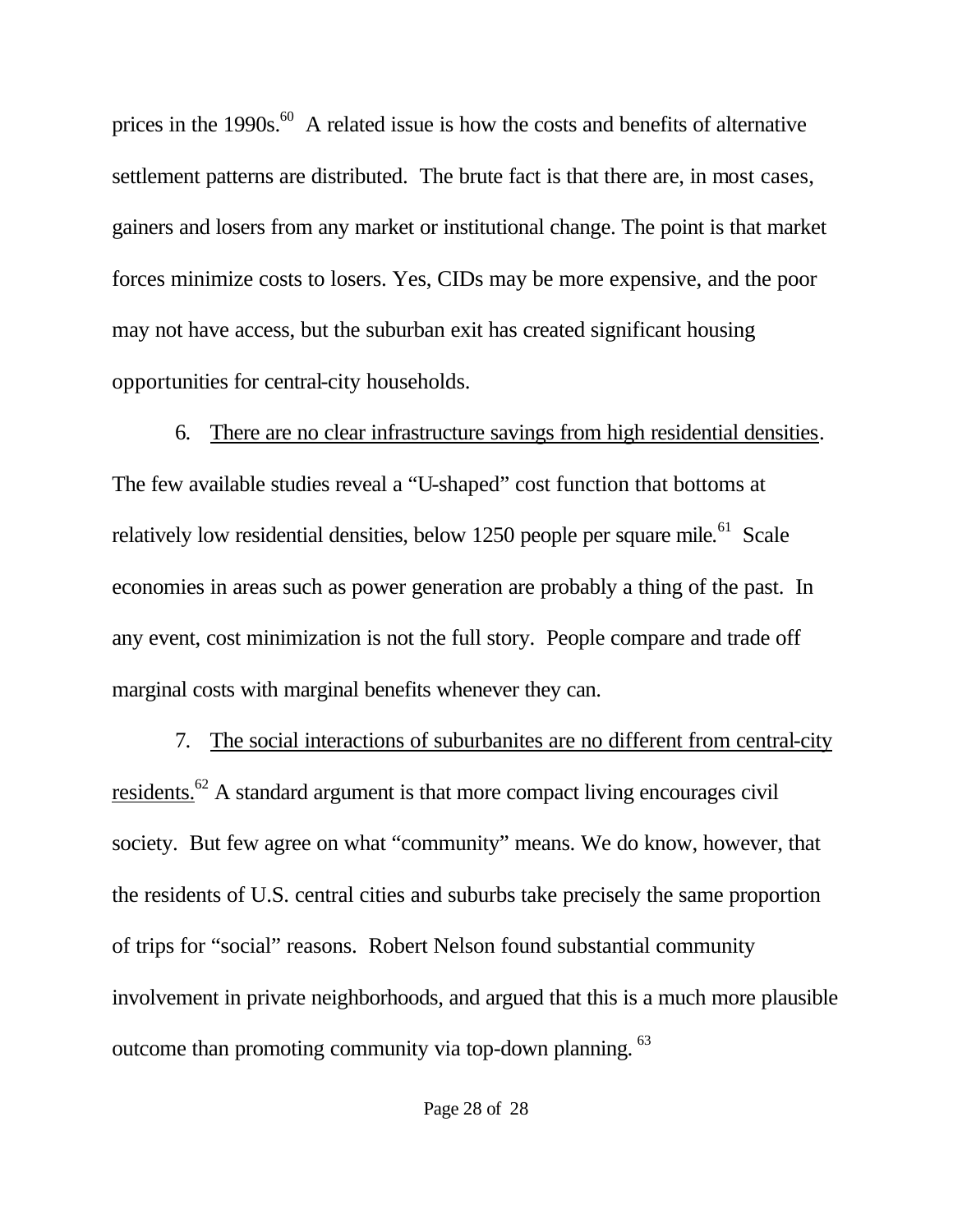prices in the 1990s.[60] A related issue is how the costs and benefits of alternative settlement patterns are distributed. The brute fact is that there are, in most cases, gainers and losers from any market or institutional change. The point is that market forces minimize costs to losers. Yes, CIDs may be more expensive, and the poor may not have access, but the suburban exit has created significant housing opportunities for central-city households.

6. <u>There are no clear infrastructure savings from high residential densities</u>. The few available studies reveal a "U-shaped" cost function that bottoms at relatively low residential densities, below 1250 people per square mile.[61] Scale economies in areas such as power generation are probably a thing of the past. In any event, cost minimization is not the full story. People compare and trade off marginal costs with marginal benefits whenever they can.

7. <u>The social interactions of suburbanites are no different from central-city residents.</u>[62] A standard argument is that more compact living encourages civil society. But few agree on what "community" means. We do know, however, that the residents of U.S. central cities and suburbs take precisely the same proportion of trips for "social" reasons. Robert Nelson found substantial community involvement in private neighborhoods, and argued that this is a much more plausible outcome than promoting community via top-down planning.[63]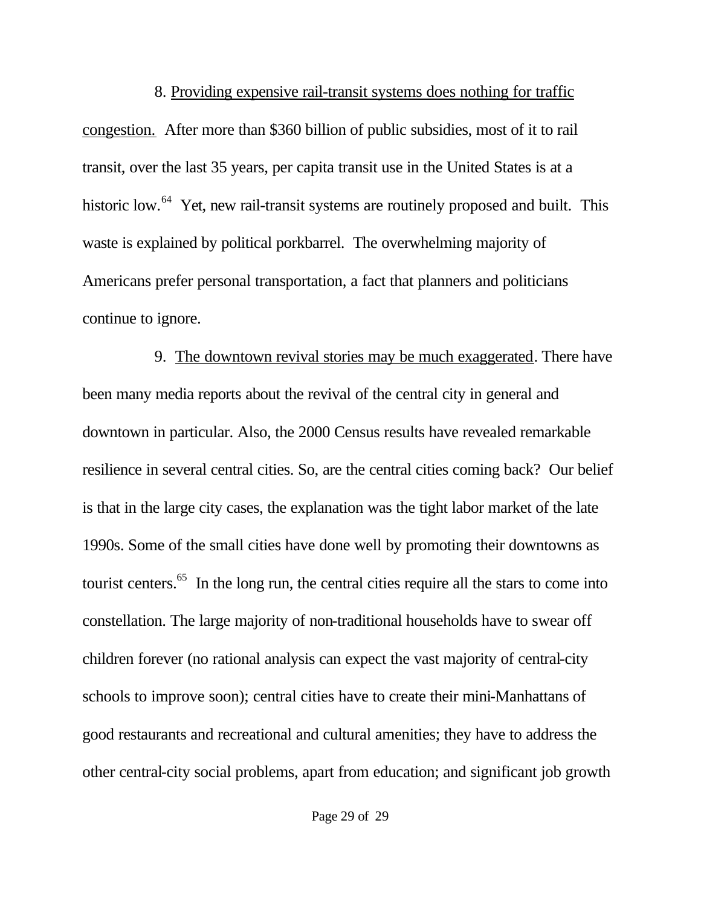8. <u>Providing expensive rail-transit systems does nothing for traffic congestion.</u> After more than $360 billion of public subsidies, most of it to rail transit, over the last 35 years, per capita transit use in the United States is at a historic low.[64] Yet, new rail-transit systems are routinely proposed and built. This waste is explained by political porkbarrel. The overwhelming majority of Americans prefer personal transportation, a fact that planners and politicians continue to ignore.

9. <u>The downtown revival stories may be much exaggerated</u>. There have been many media reports about the revival of the central city in general and downtown in particular. Also, the 2000 Census results have revealed remarkable resilience in several central cities. So, are the central cities coming back? Our belief is that in the large city cases, the explanation was the tight labor market of the late 1990s. Some of the small cities have done well by promoting their downtowns as tourist centers.[65] In the long run, the central cities require all the stars to come into constellation. The large majority of non-traditional households have to swear off children forever (no rational analysis can expect the vast majority of central-city schools to improve soon); central cities have to create their mini-Manhattans of good restaurants and recreational and cultural amenities; they have to address the other central-city social problems, apart from education; and significant job growth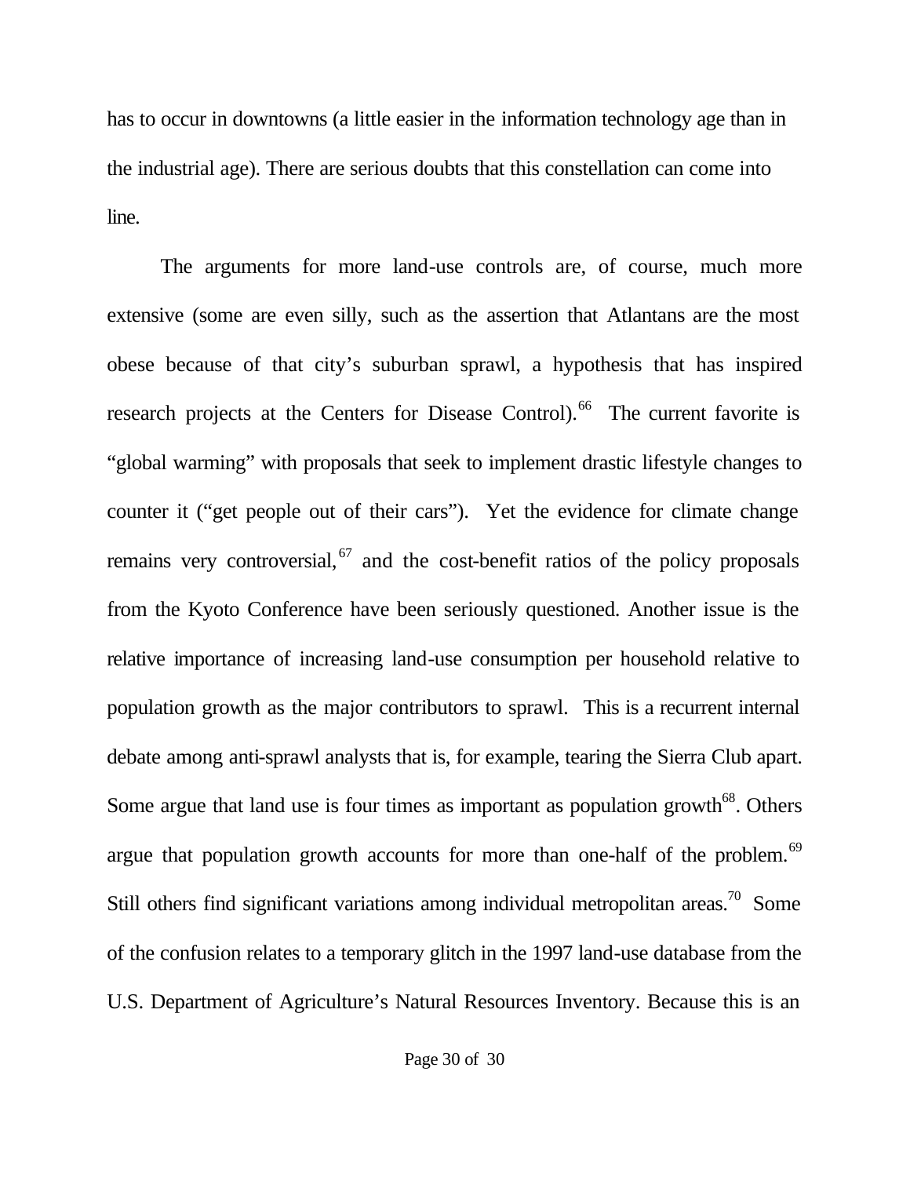has to occur in downtowns (a little easier in the information technology age than in the industrial age). There are serious doubts that this constellation can come into line.

The arguments for more land-use controls are, of course, much more extensive (some are even silly, such as the assertion that Atlantans are the most obese because of that city's suburban sprawl, a hypothesis that has inspired research projects at the Centers for Disease Control).[66] The current favorite is "global warming" with proposals that seek to implement drastic lifestyle changes to counter it ("get people out of their cars"). Yet the evidence for climate change remains very controversial,[67] and the cost-benefit ratios of the policy proposals from the Kyoto Conference have been seriously questioned. Another issue is the relative importance of increasing land-use consumption per household relative to population growth as the major contributors to sprawl. This is a recurrent internal debate among anti-sprawl analysts that is, for example, tearing the Sierra Club apart. Some argue that land use is four times as important as population growth[68]. Others argue that population growth accounts for more than one-half of the problem.[69] Still others find significant variations among individual metropolitan areas.[70] Some of the confusion relates to a temporary glitch in the 1997 land-use database from the U.S. Department of Agriculture's Natural Resources Inventory. Because this is an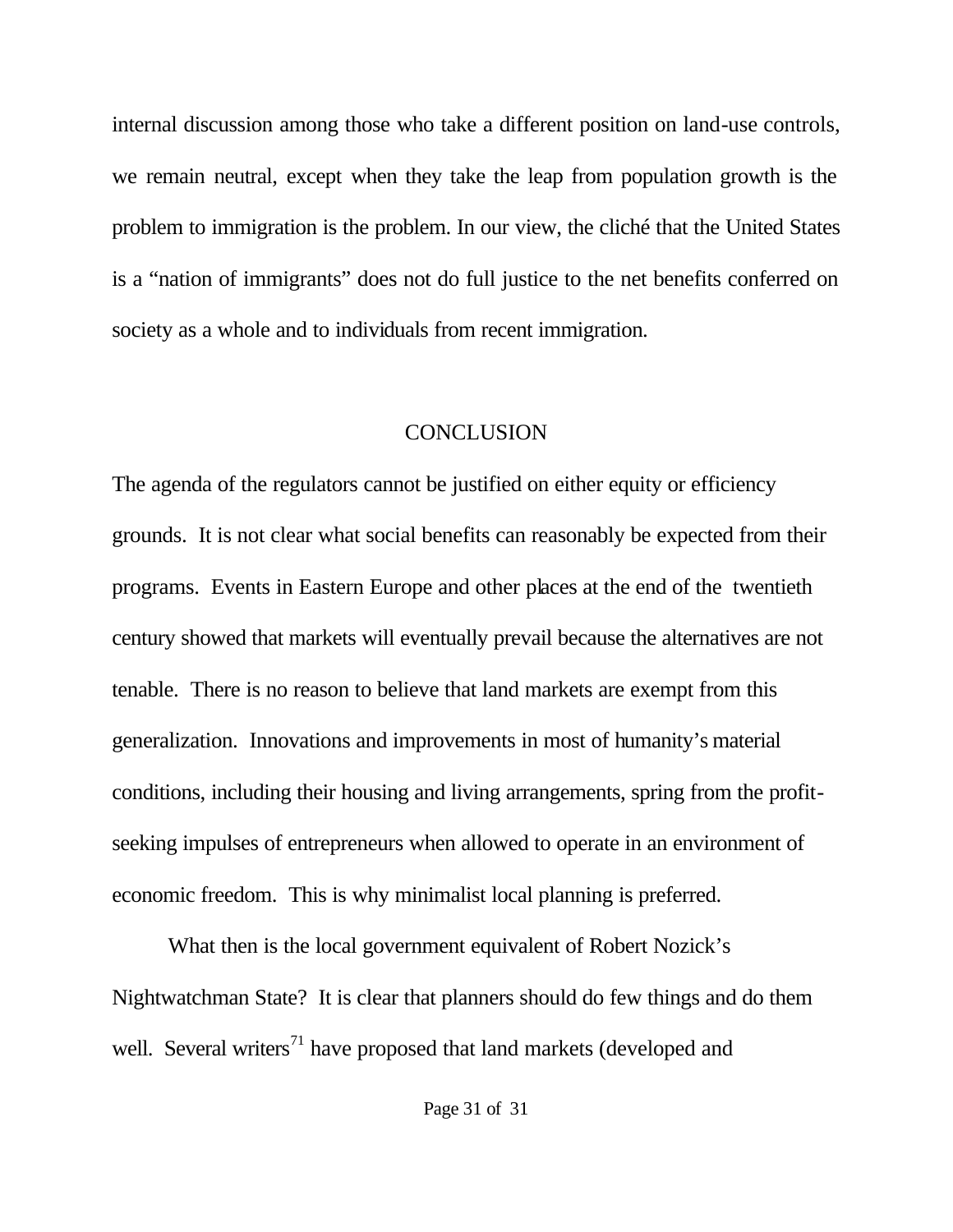internal discussion among those who take a different position on land-use controls, we remain neutral, except when they take the leap from population growth is the problem to immigration is the problem. In our view, the cliché that the United States is a "nation of immigrants" does not do full justice to the net benefits conferred on society as a whole and to individuals from recent immigration.

## CONCLUSION

The agenda of the regulators cannot be justified on either equity or efficiency grounds. It is not clear what social benefits can reasonably be expected from their programs. Events in Eastern Europe and other places at the end of the twentieth century showed that markets will eventually prevail because the alternatives are not tenable. There is no reason to believe that land markets are exempt from this generalization. Innovations and improvements in most of humanity's material conditions, including their housing and living arrangements, spring from the profit-seeking impulses of entrepreneurs when allowed to operate in an environment of economic freedom. This is why minimalist local planning is preferred.

What then is the local government equivalent of Robert Nozick's Nightwatchman State? It is clear that planners should do few things and do them well. Several writers[71] have proposed that land markets (developed and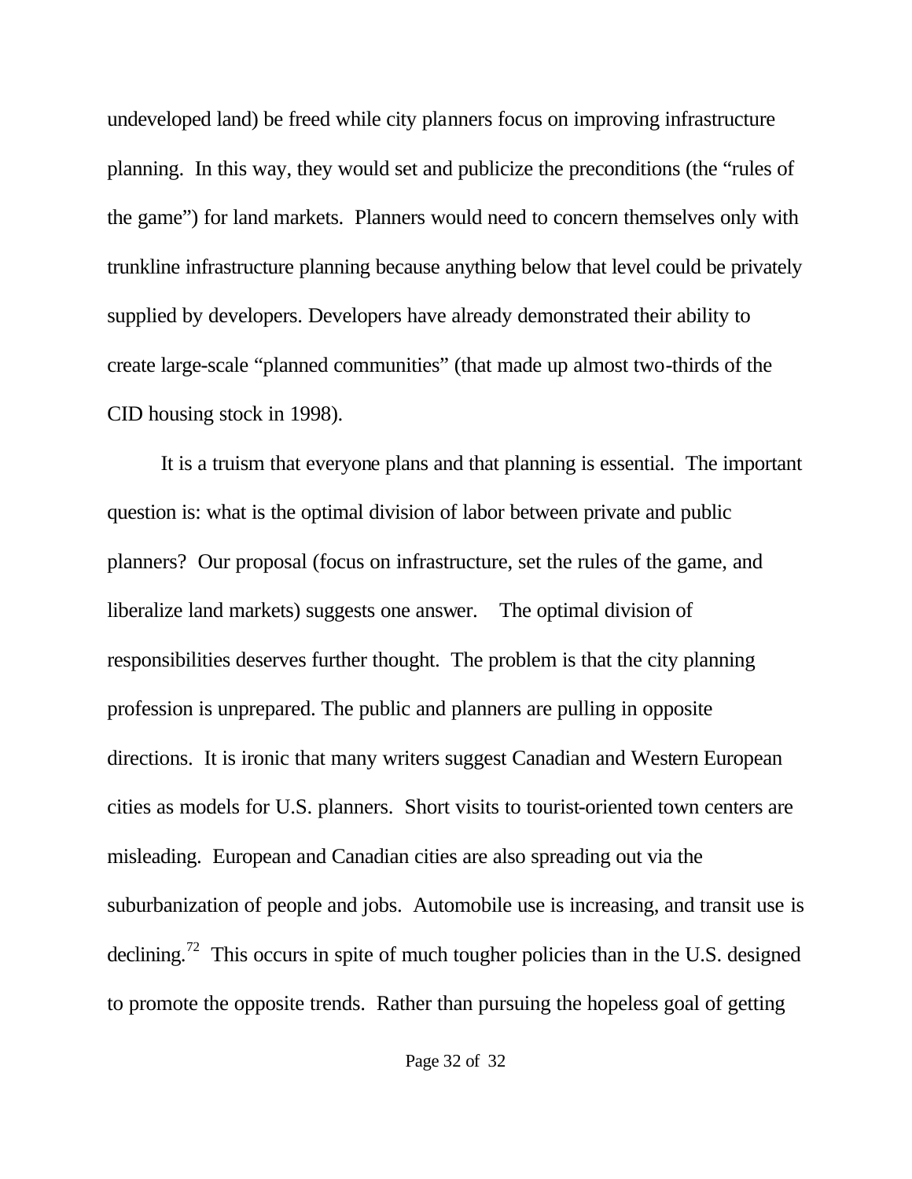undeveloped land) be freed while city planners focus on improving infrastructure planning. In this way, they would set and publicize the preconditions (the "rules of the game") for land markets. Planners would need to concern themselves only with trunkline infrastructure planning because anything below that level could be privately supplied by developers. Developers have already demonstrated their ability to create large-scale "planned communities" (that made up almost two-thirds of the CID housing stock in 1998).

It is a truism that everyone plans and that planning is essential. The important question is: what is the optimal division of labor between private and public planners? Our proposal (focus on infrastructure, set the rules of the game, and liberalize land markets) suggests one answer. The optimal division of responsibilities deserves further thought. The problem is that the city planning profession is unprepared. The public and planners are pulling in opposite directions. It is ironic that many writers suggest Canadian and Western European cities as models for U.S. planners. Short visits to tourist-oriented town centers are misleading. European and Canadian cities are also spreading out via the suburbanization of people and jobs. Automobile use is increasing, and transit use is declining.[72] This occurs in spite of much tougher policies than in the U.S. designed to promote the opposite trends. Rather than pursuing the hopeless goal of getting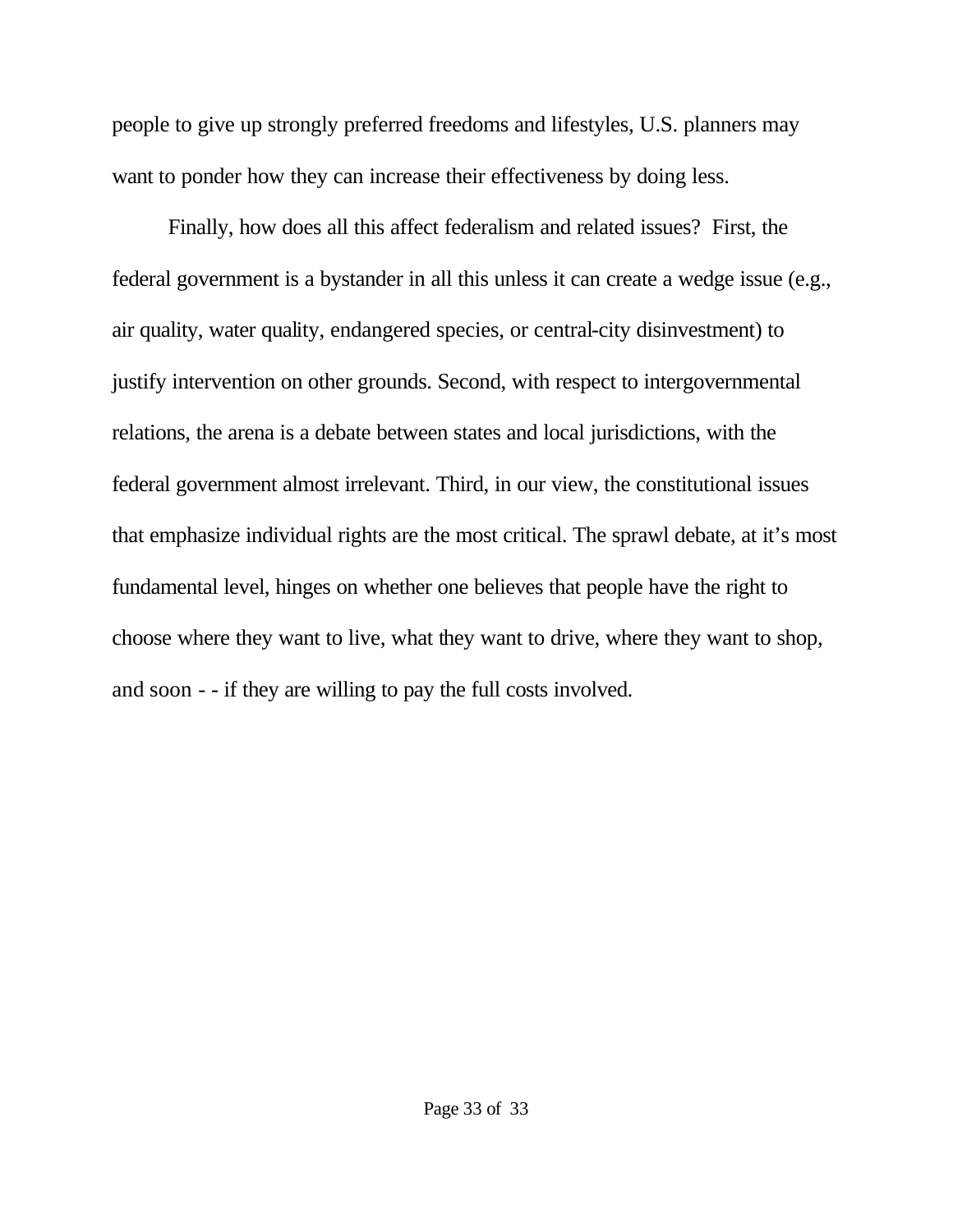people to give up strongly preferred freedoms and lifestyles, U.S. planners may want to ponder how they can increase their effectiveness by doing less.

Finally, how does all this affect federalism and related issues? First, the federal government is a bystander in all this unless it can create a wedge issue (e.g., air quality, water quality, endangered species, or central-city disinvestment) to justify intervention on other grounds. Second, with respect to intergovernmental relations, the arena is a debate between states and local jurisdictions, with the federal government almost irrelevant. Third, in our view, the constitutional issues that emphasize individual rights are the most critical. The sprawl debate, at it's most fundamental level, hinges on whether one believes that people have the right to choose where they want to live, what they want to drive, where they want to shop, and soon - - if they are willing to pay the full costs involved.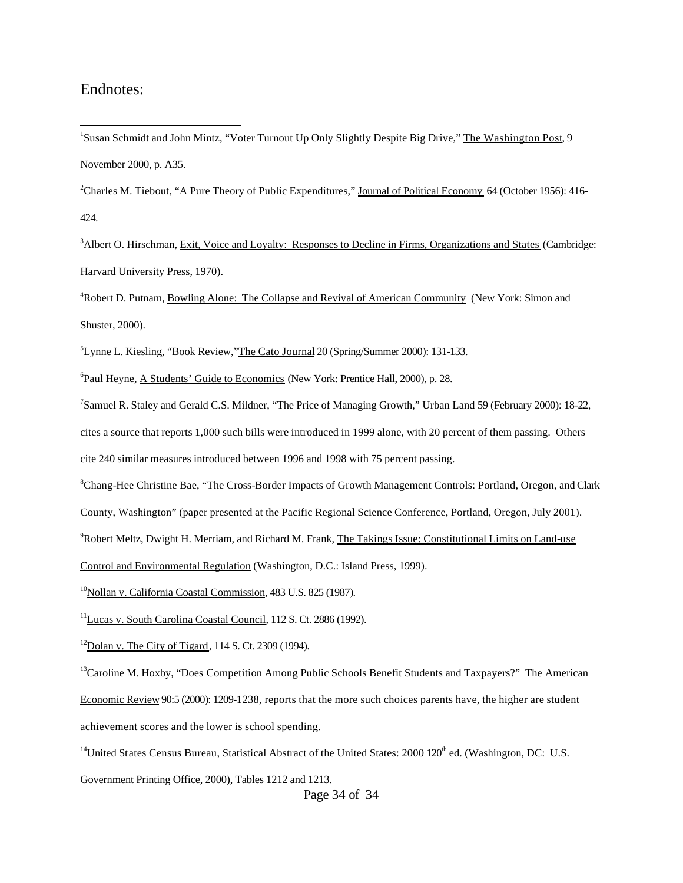# Endnotes:

[1]Susan Schmidt and John Mintz, "Voter Turnout Up Only Slightly Despite Big Drive," The Washington Post, 9 November 2000, p. A35.

[2]Charles M. Tiebout, "A Pure Theory of Public Expenditures," Journal of Political Economy 64 (October 1956): 416-424.

[3]Albert O. Hirschman, Exit, Voice and Loyalty: Responses to Decline in Firms, Organizations and States (Cambridge: Harvard University Press, 1970).

[4]Robert D. Putnam, Bowling Alone: The Collapse and Revival of American Community (New York: Simon and Shuster, 2000).

[5]Lynne L. Kiesling, "Book Review,"The Cato Journal 20 (Spring/Summer 2000): 131-133.

[6]Paul Heyne, A Students' Guide to Economics (New York: Prentice Hall, 2000), p. 28.

[7]Samuel R. Staley and Gerald C.S. Mildner, "The Price of Managing Growth," Urban Land 59 (February 2000): 18-22, cites a source that reports 1,000 such bills were introduced in 1999 alone, with 20 percent of them passing. Others cite 240 similar measures introduced between 1996 and 1998 with 75 percent passing.

[8]Chang-Hee Christine Bae, "The Cross-Border Impacts of Growth Management Controls: Portland, Oregon, and Clark County, Washington" (paper presented at the Pacific Regional Science Conference, Portland, Oregon, July 2001).

[9]Robert Meltz, Dwight H. Merriam, and Richard M. Frank, The Takings Issue: Constitutional Limits on Land-use Control and Environmental Regulation (Washington, D.C.: Island Press, 1999).

[10]Nollan v. California Coastal Commission, 483 U.S. 825 (1987).

[11]Lucas v. South Carolina Coastal Council, 112 S. Ct. 2886 (1992).

[12]Dolan v. The City of Tigard, 114 S. Ct. 2309 (1994).

[13]Caroline M. Hoxby, "Does Competition Among Public Schools Benefit Students and Taxpayers?" The American Economic Review 90:5 (2000): 1209-1238, reports that the more such choices parents have, the higher are student achievement scores and the lower is school spending.

[14]United States Census Bureau, Statistical Abstract of the United States: 2000 120th ed. (Washington, DC: U.S. Government Printing Office, 2000), Tables 1212 and 1213.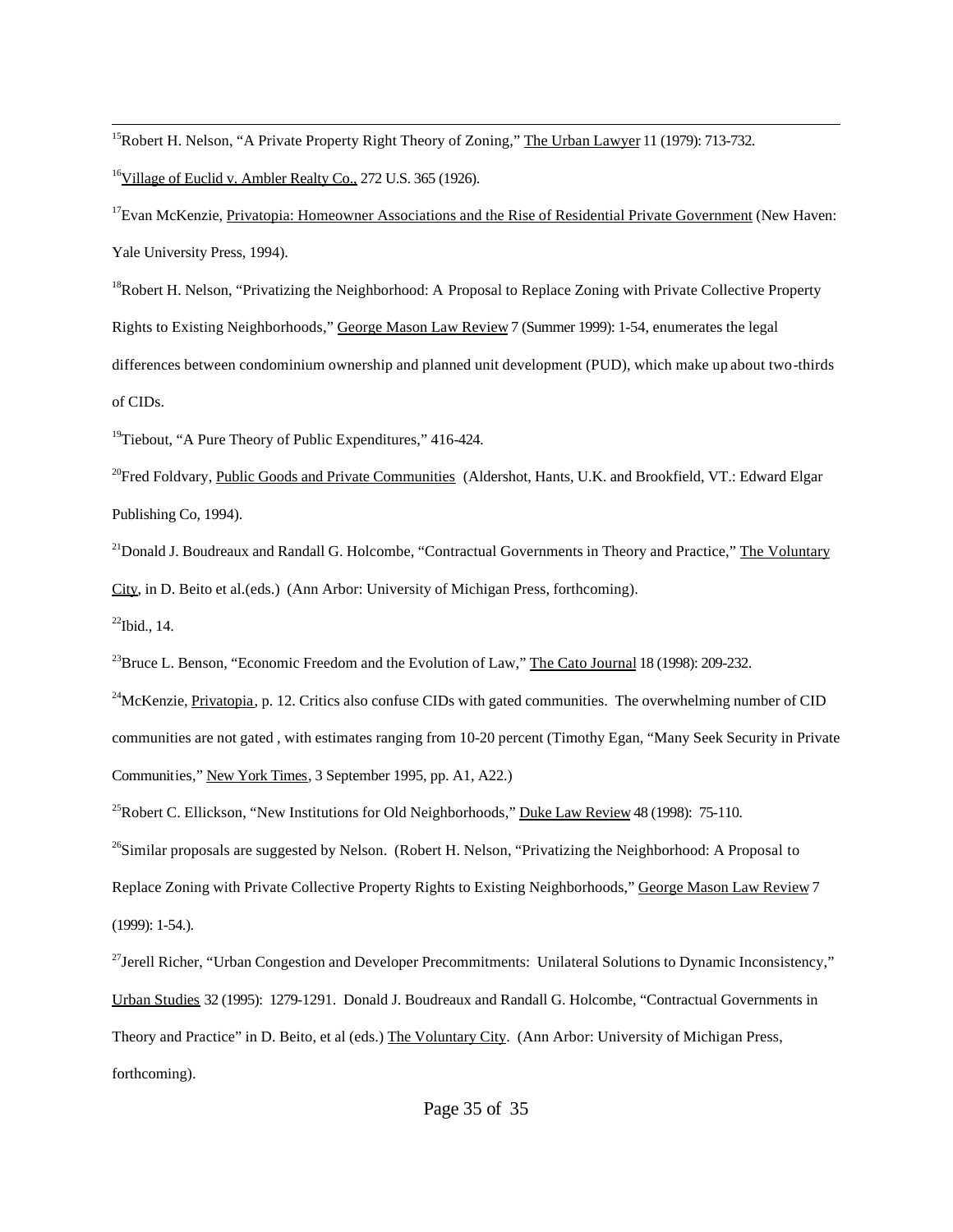[15]Robert H. Nelson, "A Private Property Right Theory of Zoning," The Urban Lawyer 11 (1979): 713-732.

[16]Village of Euclid v. Ambler Realty Co., 272 U.S. 365 (1926).

[17]Evan McKenzie, Privatopia: Homeowner Associations and the Rise of Residential Private Government (New Haven: Yale University Press, 1994).

[18]Robert H. Nelson, "Privatizing the Neighborhood: A Proposal to Replace Zoning with Private Collective Property Rights to Existing Neighborhoods," George Mason Law Review 7 (Summer 1999): 1-54, enumerates the legal differences between condominium ownership and planned unit development (PUD), which make up about two-thirds of CIDs.

[19]Tiebout, "A Pure Theory of Public Expenditures," 416-424.

[20]Fred Foldvary, Public Goods and Private Communities (Aldershot, Hants, U.K. and Brookfield, VT.: Edward Elgar Publishing Co, 1994).

[21]Donald J. Boudreaux and Randall G. Holcombe, "Contractual Governments in Theory and Practice," The Voluntary City, in D. Beito et al.(eds.) (Ann Arbor: University of Michigan Press, forthcoming).

[22]Ibid., 14.

[23]Bruce L. Benson, "Economic Freedom and the Evolution of Law," The Cato Journal 18 (1998): 209-232.

[24]McKenzie, Privatopia, p. 12. Critics also confuse CIDs with gated communities. The overwhelming number of CID communities are not gated , with estimates ranging from 10-20 percent (Timothy Egan, "Many Seek Security in Private Communities," New York Times, 3 September 1995, pp. A1, A22.)

[25]Robert C. Ellickson, "New Institutions for Old Neighborhoods," Duke Law Review 48 (1998): 75-110.

[26]Similar proposals are suggested by Nelson. (Robert H. Nelson, "Privatizing the Neighborhood: A Proposal to Replace Zoning with Private Collective Property Rights to Existing Neighborhoods," George Mason Law Review 7 (1999): 1-54.).

[27]Jerell Richer, "Urban Congestion and Developer Precommitments: Unilateral Solutions to Dynamic Inconsistency," Urban Studies 32 (1995): 1279-1291. Donald J. Boudreaux and Randall G. Holcombe, "Contractual Governments in Theory and Practice" in D. Beito, et al (eds.) The Voluntary City. (Ann Arbor: University of Michigan Press, forthcoming).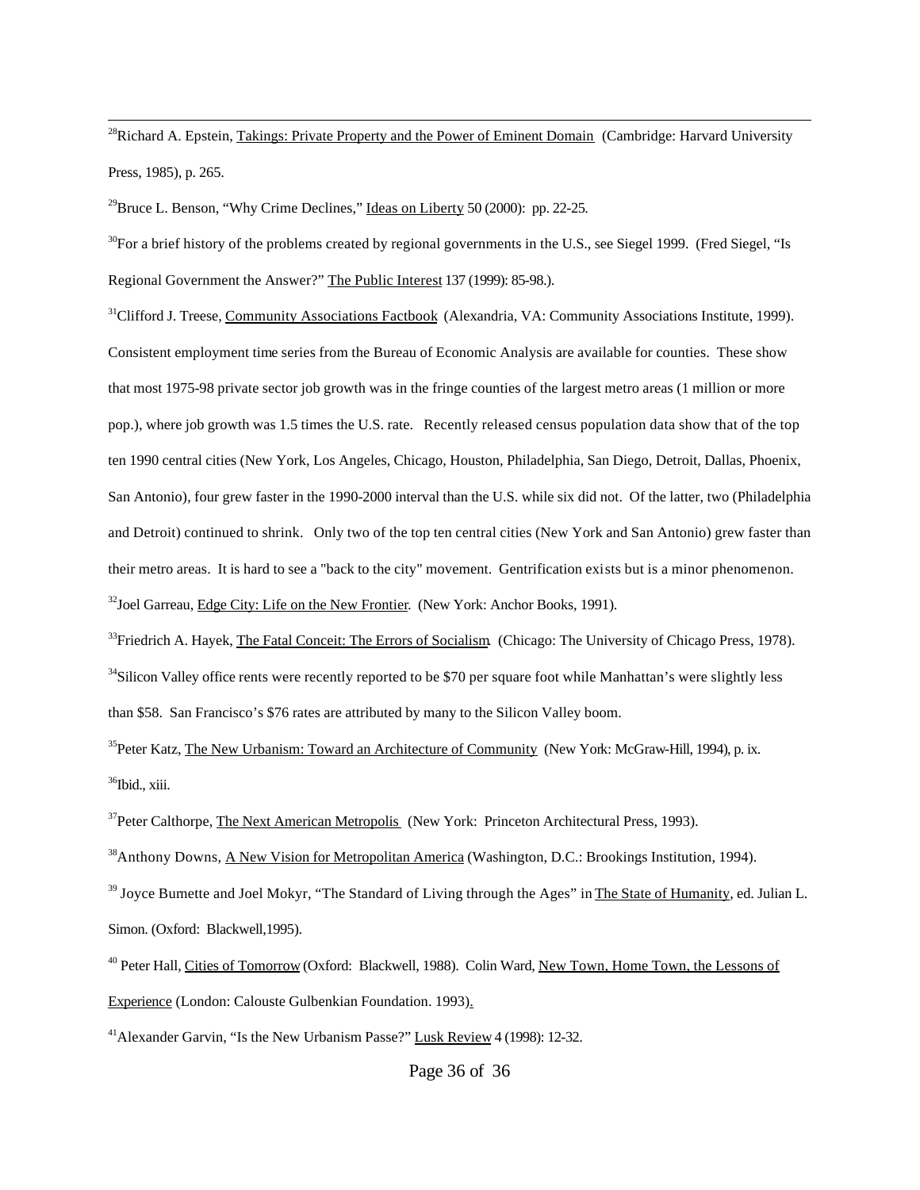[28]Richard A. Epstein, Takings: Private Property and the Power of Eminent Domain (Cambridge: Harvard University Press, 1985), p. 265.

[29]Bruce L. Benson, "Why Crime Declines," Ideas on Liberty 50 (2000): pp. 22-25.

[30]For a brief history of the problems created by regional governments in the U.S., see Siegel 1999. (Fred Siegel, "Is Regional Government the Answer?" The Public Interest 137 (1999): 85-98.).

[31]Clifford J. Treese, Community Associations Factbook (Alexandria, VA: Community Associations Institute, 1999). Consistent employment time series from the Bureau of Economic Analysis are available for counties. These show that most 1975-98 private sector job growth was in the fringe counties of the largest metro areas (1 million or more pop.), where job growth was 1.5 times the U.S. rate. Recently released census population data show that of the top ten 1990 central cities (New York, Los Angeles, Chicago, Houston, Philadelphia, San Diego, Detroit, Dallas, Phoenix, San Antonio), four grew faster in the 1990-2000 interval than the U.S. while six did not. Of the latter, two (Philadelphia and Detroit) continued to shrink. Only two of the top ten central cities (New York and San Antonio) grew faster than their metro areas. It is hard to see a "back to the city" movement. Gentrification exists but is a minor phenomenon.

[32]Joel Garreau, Edge City: Life on the New Frontier. (New York: Anchor Books, 1991).

[33]Friedrich A. Hayek, The Fatal Conceit: The Errors of Socialism. (Chicago: The University of Chicago Press, 1978).

[34]Silicon Valley office rents were recently reported to be $70 per square foot while Manhattan's were slightly less than $58. San Francisco's $76 rates are attributed by many to the Silicon Valley boom.

[35]Peter Katz, The New Urbanism: Toward an Architecture of Community (New York: McGraw-Hill, 1994), p. ix.

[36]Ibid., xiii.

[37]Peter Calthorpe, The Next American Metropolis (New York: Princeton Architectural Press, 1993).

[38]Anthony Downs, A New Vision for Metropolitan America (Washington, D.C.: Brookings Institution, 1994).

[39] Joyce Burnette and Joel Mokyr, "The Standard of Living through the Ages" in The State of Humanity, ed. Julian L. Simon. (Oxford: Blackwell,1995).

[40] Peter Hall, Cities of Tomorrow (Oxford: Blackwell, 1988). Colin Ward, New Town, Home Town, the Lessons of Experience (London: Calouste Gulbenkian Foundation. 1993).

[41]Alexander Garvin, "Is the New Urbanism Passe?" Lusk Review 4 (1998): 12-32.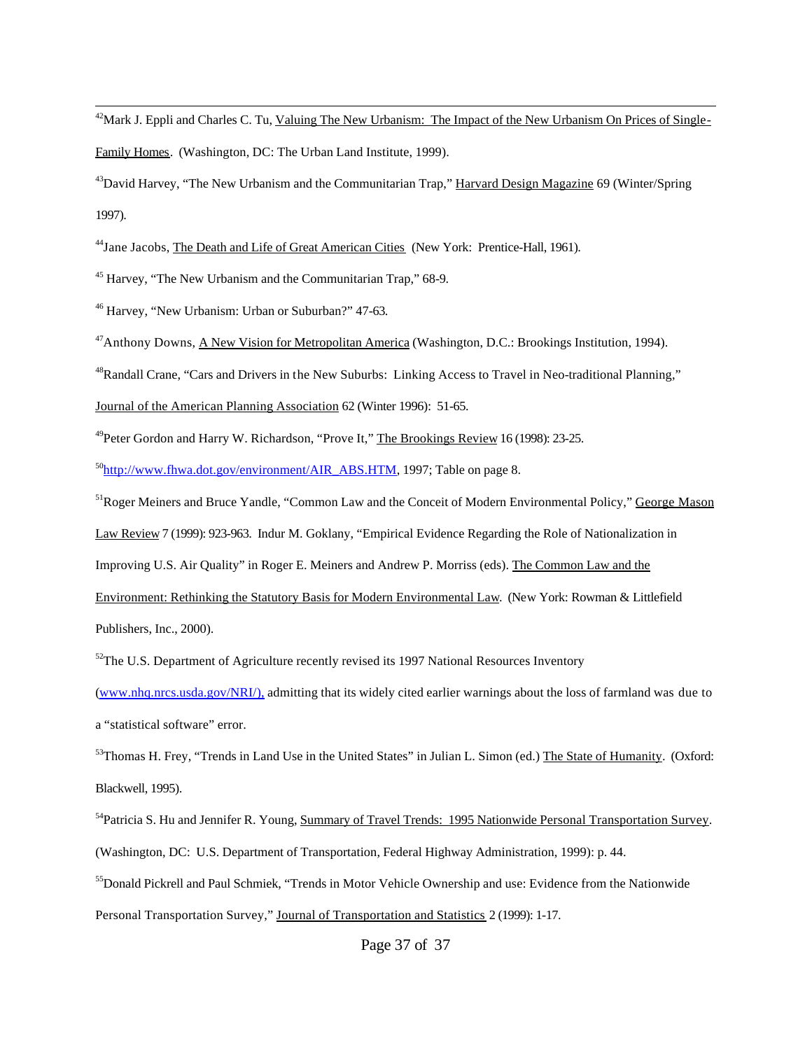[42]Mark J. Eppli and Charles C. Tu, Valuing The New Urbanism: The Impact of the New Urbanism On Prices of Single-Family Homes. (Washington, DC: The Urban Land Institute, 1999).

[43]David Harvey, "The New Urbanism and the Communitarian Trap," Harvard Design Magazine 69 (Winter/Spring 1997).

[44]Jane Jacobs, The Death and Life of Great American Cities (New York: Prentice-Hall, 1961).

[45] Harvey, "The New Urbanism and the Communitarian Trap," 68-9.

[46] Harvey, "New Urbanism: Urban or Suburban?" 47-63.

[47]Anthony Downs, A New Vision for Metropolitan America (Washington, D.C.: Brookings Institution, 1994).

[48]Randall Crane, "Cars and Drivers in the New Suburbs: Linking Access to Travel in Neo-traditional Planning," Journal of the American Planning Association 62 (Winter 1996): 51-65.

[49]Peter Gordon and Harry W. Richardson, "Prove It," The Brookings Review 16 (1998): 23-25.

[50]http://www.fhwa.dot.gov/environment/AIR_ABS.HTM, 1997; Table on page 8.

[51]Roger Meiners and Bruce Yandle, "Common Law and the Conceit of Modern Environmental Policy," George Mason Law Review 7 (1999): 923-963. Indur M. Goklany, "Empirical Evidence Regarding the Role of Nationalization in Improving U.S. Air Quality" in Roger E. Meiners and Andrew P. Morriss (eds). The Common Law and the Environment: Rethinking the Statutory Basis for Modern Environmental Law. (New York: Rowman & Littlefield Publishers, Inc., 2000).

[52]The U.S. Department of Agriculture recently revised its 1997 National Resources Inventory (www.nhq.nrcs.usda.gov/NRI/), admitting that its widely cited earlier warnings about the loss of farmland was due to a "statistical software" error.

[53]Thomas H. Frey, "Trends in Land Use in the United States" in Julian L. Simon (ed.) The State of Humanity. (Oxford: Blackwell, 1995).

[54]Patricia S. Hu and Jennifer R. Young, Summary of Travel Trends: 1995 Nationwide Personal Transportation Survey. (Washington, DC: U.S. Department of Transportation, Federal Highway Administration, 1999): p. 44.

[55]Donald Pickrell and Paul Schmiek, "Trends in Motor Vehicle Ownership and use: Evidence from the Nationwide Personal Transportation Survey," Journal of Transportation and Statistics 2 (1999): 1-17.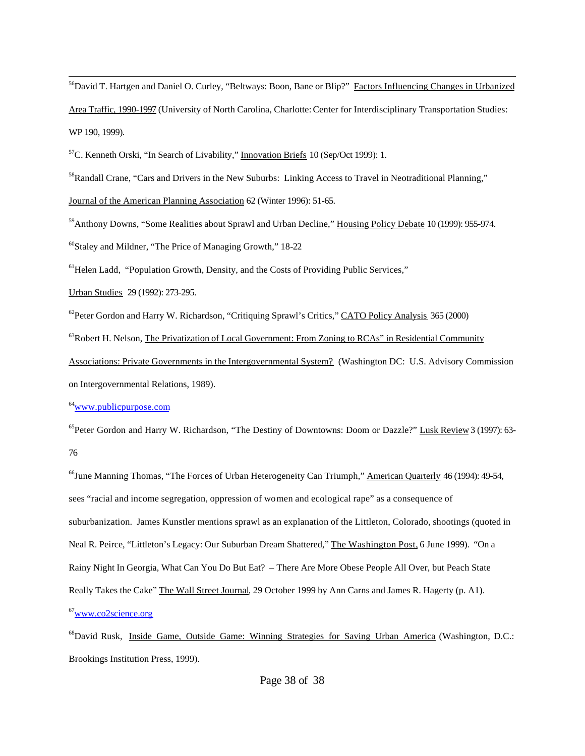[56]David T. Hartgen and Daniel O. Curley, "Beltways: Boon, Bane or Blip?" Factors Influencing Changes in Urbanized Area Traffic, 1990-1997 (University of North Carolina, Charlotte: Center for Interdisciplinary Transportation Studies: WP 190, 1999).

[57]C. Kenneth Orski, "In Search of Livability," Innovation Briefs 10 (Sep/Oct 1999): 1.

[58]Randall Crane, "Cars and Drivers in the New Suburbs: Linking Access to Travel in Neotraditional Planning," Journal of the American Planning Association 62 (Winter 1996): 51-65.

[59]Anthony Downs, "Some Realities about Sprawl and Urban Decline," Housing Policy Debate 10 (1999): 955-974.

[60]Staley and Mildner, "The Price of Managing Growth," 18-22

[61]Helen Ladd, "Population Growth, Density, and the Costs of Providing Public Services," Urban Studies 29 (1992): 273-295.

[62]Peter Gordon and Harry W. Richardson, "Critiquing Sprawl's Critics," CATO Policy Analysis 365 (2000)

[63]Robert H. Nelson, The Privatization of Local Government: From Zoning to RCAs" in Residential Community Associations: Private Governments in the Intergovernmental System? (Washington DC: U.S. Advisory Commission on Intergovernmental Relations, 1989).

[64]www.publicpurpose.com

[65]Peter Gordon and Harry W. Richardson, "The Destiny of Downtowns: Doom or Dazzle?" Lusk Review 3 (1997): 63-76

[66]June Manning Thomas, "The Forces of Urban Heterogeneity Can Triumph," American Quarterly 46 (1994): 49-54, sees "racial and income segregation, oppression of women and ecological rape" as a consequence of suburbanization. James Kunstler mentions sprawl as an explanation of the Littleton, Colorado, shootings (quoted in Neal R. Peirce, "Littleton's Legacy: Our Suburban Dream Shattered," The Washington Post, 6 June 1999). "On a Rainy Night In Georgia, What Can You Do But Eat? – There Are More Obese People All Over, but Peach State Really Takes the Cake" The Wall Street Journal, 29 October 1999 by Ann Carns and James R. Hagerty (p. A1).

[67]www.co2science.org

[68]David Rusk, Inside Game, Outside Game: Winning Strategies for Saving Urban America (Washington, D.C.: Brookings Institution Press, 1999).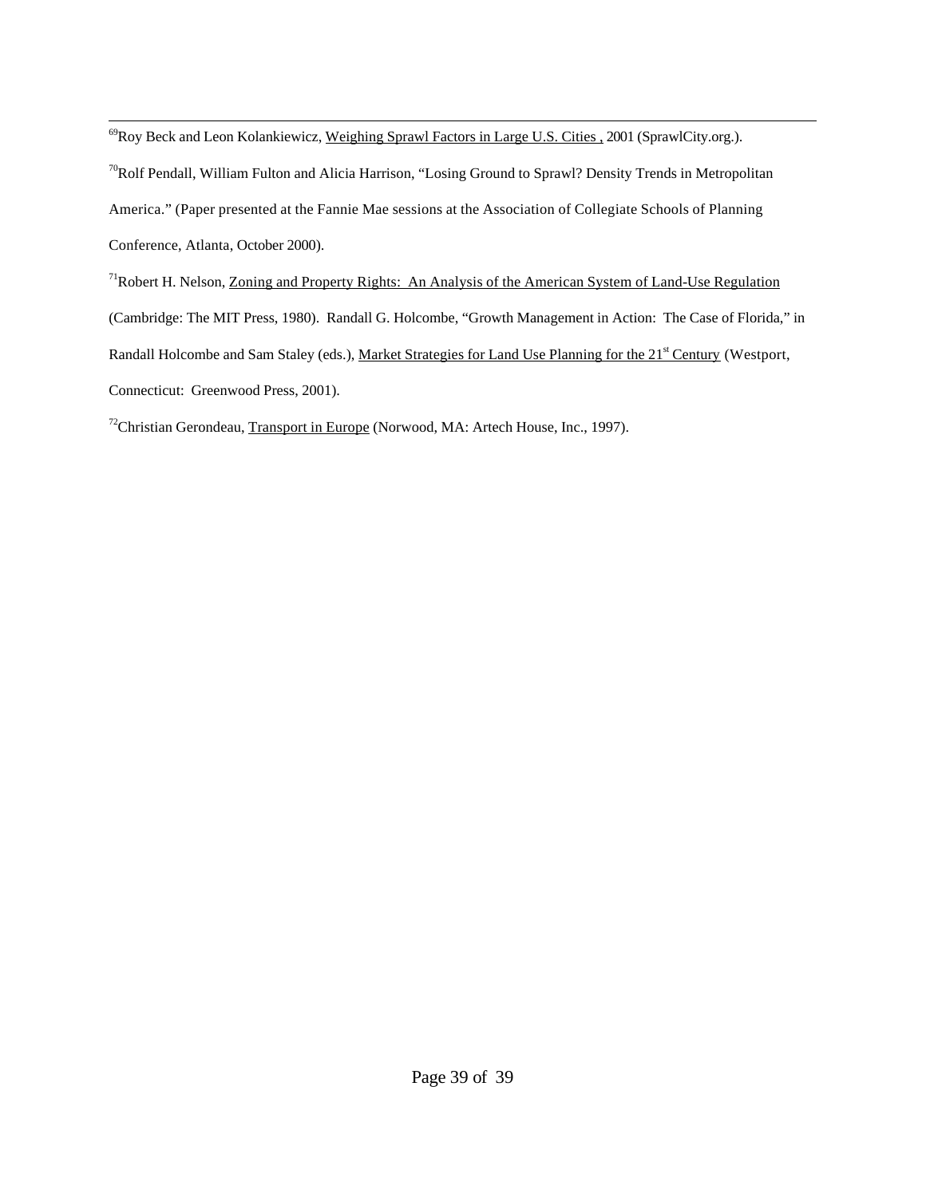[69]Roy Beck and Leon Kolankiewicz, Weighing Sprawl Factors in Large U.S. Cities , 2001 (SprawlCity.org.).

[70]Rolf Pendall, William Fulton and Alicia Harrison, "Losing Ground to Sprawl? Density Trends in Metropolitan America." (Paper presented at the Fannie Mae sessions at the Association of Collegiate Schools of Planning Conference, Atlanta, October 2000).

[71]Robert H. Nelson, Zoning and Property Rights: An Analysis of the American System of Land-Use Regulation (Cambridge: The MIT Press, 1980). Randall G. Holcombe, "Growth Management in Action: The Case of Florida," in Randall Holcombe and Sam Staley (eds.), Market Strategies for Land Use Planning for the 21st Century (Westport, Connecticut: Greenwood Press, 2001).

[72]Christian Gerondeau, Transport in Europe (Norwood, MA: Artech House, Inc., 1997).